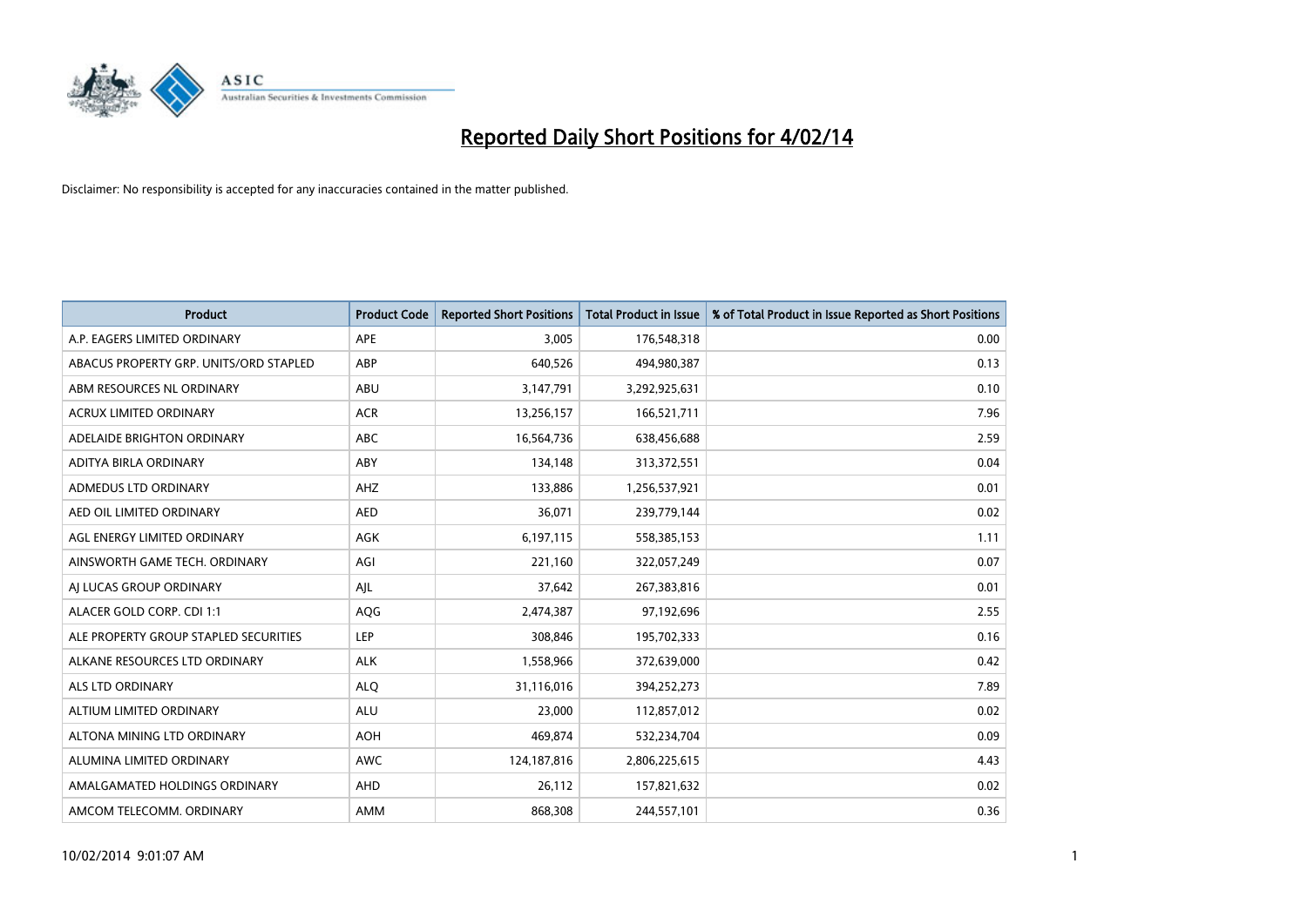# Reported Daily Short Positions for 4/02/14

Disclaimer: No responsibility is accepted for any inaccuracies contained in the matter published.

| Product | Product Code | Reported Short Positions | Total Product in Issue | % of Total Product in Issue Reported as Short Positions |
|---|---|---|---|---|
| A.P. EAGERS LIMITED ORDINARY | APE | 3,005 | 176,548,318 | 0.00 |
| ABACUS PROPERTY GRP. UNITS/ORD STAPLED | ABP | 640,526 | 494,980,387 | 0.13 |
| ABM RESOURCES NL ORDINARY | ABU | 3,147,791 | 3,292,925,631 | 0.10 |
| ACRUX LIMITED ORDINARY | ACR | 13,256,157 | 166,521,711 | 7.96 |
| ADELAIDE BRIGHTON ORDINARY | ABC | 16,564,736 | 638,456,688 | 2.59 |
| ADITYA BIRLA ORDINARY | ABY | 134,148 | 313,372,551 | 0.04 |
| ADMEDUS LTD ORDINARY | AHZ | 133,886 | 1,256,537,921 | 0.01 |
| AED OIL LIMITED ORDINARY | AED | 36,071 | 239,779,144 | 0.02 |
| AGL ENERGY LIMITED ORDINARY | AGK | 6,197,115 | 558,385,153 | 1.11 |
| AINSWORTH GAME TECH. ORDINARY | AGI | 221,160 | 322,057,249 | 0.07 |
| AJ LUCAS GROUP ORDINARY | AJL | 37,642 | 267,383,816 | 0.01 |
| ALACER GOLD CORP. CDI 1:1 | AQG | 2,474,387 | 97,192,696 | 2.55 |
| ALE PROPERTY GROUP STAPLED SECURITIES | LEP | 308,846 | 195,702,333 | 0.16 |
| ALKANE RESOURCES LTD ORDINARY | ALK | 1,558,966 | 372,639,000 | 0.42 |
| ALS LTD ORDINARY | ALQ | 31,116,016 | 394,252,273 | 7.89 |
| ALTIUM LIMITED ORDINARY | ALU | 23,000 | 112,857,012 | 0.02 |
| ALTONA MINING LTD ORDINARY | AOH | 469,874 | 532,234,704 | 0.09 |
| ALUMINA LIMITED ORDINARY | AWC | 124,187,816 | 2,806,225,615 | 4.43 |
| AMALGAMATED HOLDINGS ORDINARY | AHD | 26,112 | 157,821,632 | 0.02 |
| AMCOM TELECOMM. ORDINARY | AMM | 868,308 | 244,557,101 | 0.36 |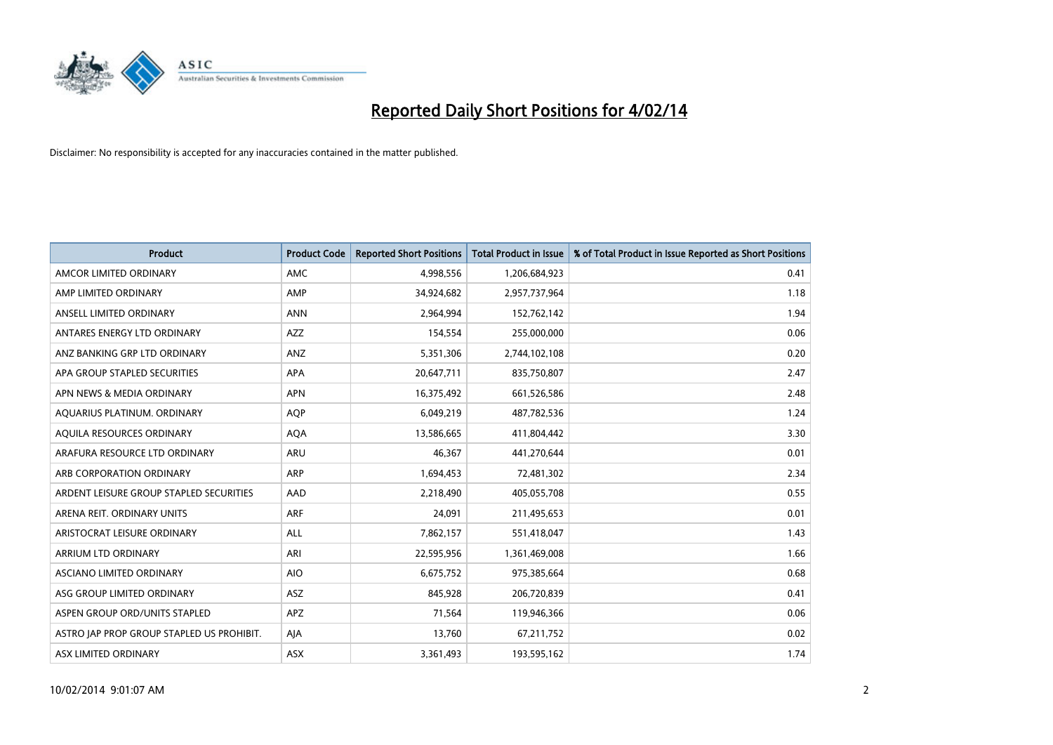# Reported Daily Short Positions for 4/02/14

Disclaimer: No responsibility is accepted for any inaccuracies contained in the matter published.

| Product | Product Code | Reported Short Positions | Total Product in Issue | % of Total Product in Issue Reported as Short Positions |
|---|---|---|---|---|
| AMCOR LIMITED ORDINARY | AMC | 4,998,556 | 1,206,684,923 | 0.41 |
| AMP LIMITED ORDINARY | AMP | 34,924,682 | 2,957,737,964 | 1.18 |
| ANSELL LIMITED ORDINARY | ANN | 2,964,994 | 152,762,142 | 1.94 |
| ANTARES ENERGY LTD ORDINARY | AZZ | 154,554 | 255,000,000 | 0.06 |
| ANZ BANKING GRP LTD ORDINARY | ANZ | 5,351,306 | 2,744,102,108 | 0.20 |
| APA GROUP STAPLED SECURITIES | APA | 20,647,711 | 835,750,807 | 2.47 |
| APN NEWS & MEDIA ORDINARY | APN | 16,375,492 | 661,526,586 | 2.48 |
| AQUARIUS PLATINUM. ORDINARY | AQP | 6,049,219 | 487,782,536 | 1.24 |
| AQUILA RESOURCES ORDINARY | AQA | 13,586,665 | 411,804,442 | 3.30 |
| ARAFURA RESOURCE LTD ORDINARY | ARU | 46,367 | 441,270,644 | 0.01 |
| ARB CORPORATION ORDINARY | ARP | 1,694,453 | 72,481,302 | 2.34 |
| ARDENT LEISURE GROUP STAPLED SECURITIES | AAD | 2,218,490 | 405,055,708 | 0.55 |
| ARENA REIT. ORDINARY UNITS | ARF | 24,091 | 211,495,653 | 0.01 |
| ARISTOCRAT LEISURE ORDINARY | ALL | 7,862,157 | 551,418,047 | 1.43 |
| ARRIUM LTD ORDINARY | ARI | 22,595,956 | 1,361,469,008 | 1.66 |
| ASCIANO LIMITED ORDINARY | AIO | 6,675,752 | 975,385,664 | 0.68 |
| ASG GROUP LIMITED ORDINARY | ASZ | 845,928 | 206,720,839 | 0.41 |
| ASPEN GROUP ORD/UNITS STAPLED | APZ | 71,564 | 119,946,366 | 0.06 |
| ASTRO JAP PROP GROUP STAPLED US PROHIBIT. | AJA | 13,760 | 67,211,752 | 0.02 |
| ASX LIMITED ORDINARY | ASX | 3,361,493 | 193,595,162 | 1.74 |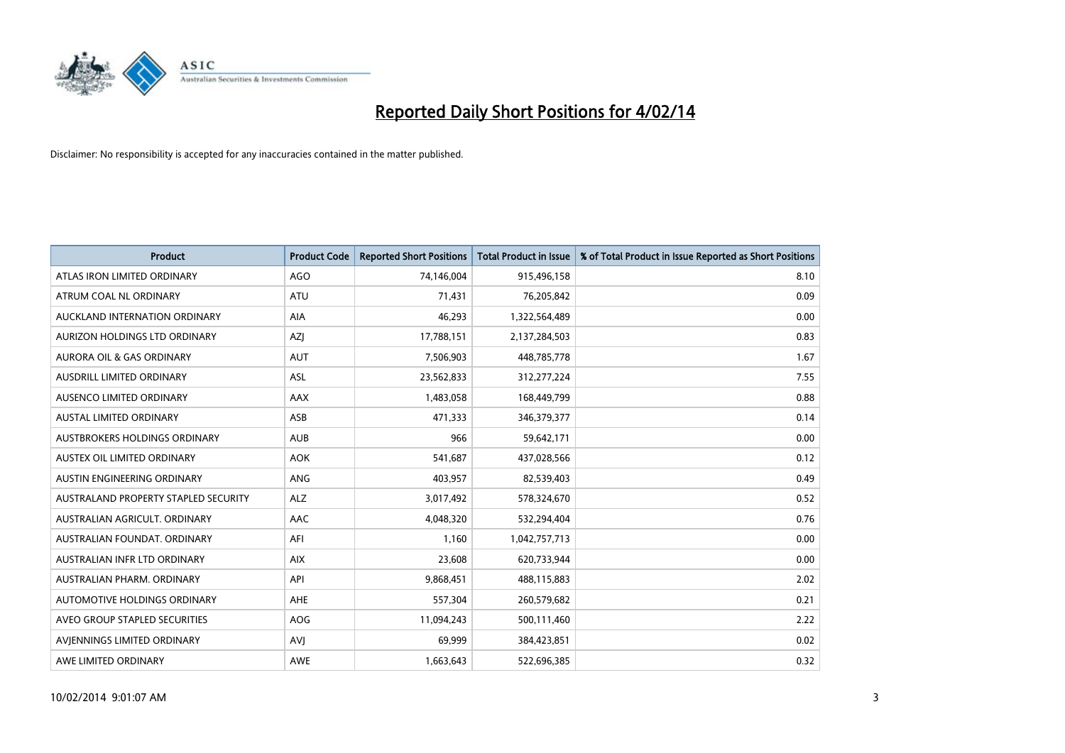# Reported Daily Short Positions for 4/02/14

Disclaimer: No responsibility is accepted for any inaccuracies contained in the matter published.

| Product | Product Code | Reported Short Positions | Total Product in Issue | % of Total Product in Issue Reported as Short Positions |
|---|---|---|---|---|
| ATLAS IRON LIMITED ORDINARY | AGO | 74,146,004 | 915,496,158 | 8.10 |
| ATRUM COAL NL ORDINARY | ATU | 71,431 | 76,205,842 | 0.09 |
| AUCKLAND INTERNATION ORDINARY | AIA | 46,293 | 1,322,564,489 | 0.00 |
| AURIZON HOLDINGS LTD ORDINARY | AZJ | 17,788,151 | 2,137,284,503 | 0.83 |
| AURORA OIL & GAS ORDINARY | AUT | 7,506,903 | 448,785,778 | 1.67 |
| AUSDRILL LIMITED ORDINARY | ASL | 23,562,833 | 312,277,224 | 7.55 |
| AUSENCO LIMITED ORDINARY | AAX | 1,483,058 | 168,449,799 | 0.88 |
| AUSTAL LIMITED ORDINARY | ASB | 471,333 | 346,379,377 | 0.14 |
| AUSTBROKERS HOLDINGS ORDINARY | AUB | 966 | 59,642,171 | 0.00 |
| AUSTEX OIL LIMITED ORDINARY | AOK | 541,687 | 437,028,566 | 0.12 |
| AUSTIN ENGINEERING ORDINARY | ANG | 403,957 | 82,539,403 | 0.49 |
| AUSTRALAND PROPERTY STAPLED SECURITY | ALZ | 3,017,492 | 578,324,670 | 0.52 |
| AUSTRALIAN AGRICULT. ORDINARY | AAC | 4,048,320 | 532,294,404 | 0.76 |
| AUSTRALIAN FOUNDAT. ORDINARY | AFI | 1,160 | 1,042,757,713 | 0.00 |
| AUSTRALIAN INFR LTD ORDINARY | AIX | 23,608 | 620,733,944 | 0.00 |
| AUSTRALIAN PHARM. ORDINARY | API | 9,868,451 | 488,115,883 | 2.02 |
| AUTOMOTIVE HOLDINGS ORDINARY | AHE | 557,304 | 260,579,682 | 0.21 |
| AVEO GROUP STAPLED SECURITIES | AOG | 11,094,243 | 500,111,460 | 2.22 |
| AVJENNINGS LIMITED ORDINARY | AVJ | 69,999 | 384,423,851 | 0.02 |
| AWE LIMITED ORDINARY | AWE | 1,663,643 | 522,696,385 | 0.32 |

10/02/2014 9:01:07 AM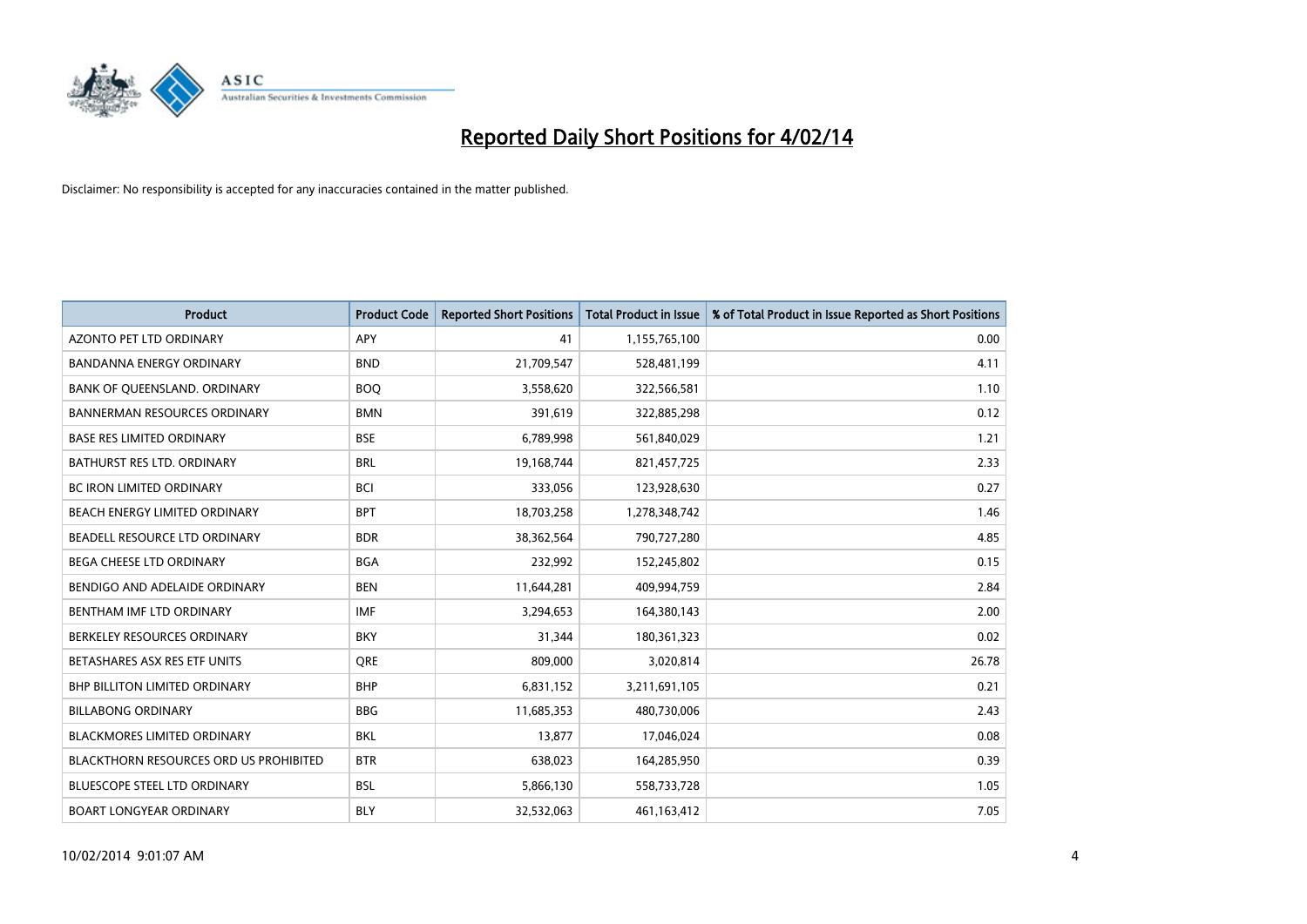# Reported Daily Short Positions for 4/02/14

Disclaimer: No responsibility is accepted for any inaccuracies contained in the matter published.

| Product | Product Code | Reported Short Positions | Total Product in Issue | % of Total Product in Issue Reported as Short Positions |
|---|---|---|---|---|
| AZONTO PET LTD ORDINARY | APY | 41 | 1,155,765,100 | 0.00 |
| BANDANNA ENERGY ORDINARY | BND | 21,709,547 | 528,481,199 | 4.11 |
| BANK OF QUEENSLAND. ORDINARY | BOQ | 3,558,620 | 322,566,581 | 1.10 |
| BANNERMAN RESOURCES ORDINARY | BMN | 391,619 | 322,885,298 | 0.12 |
| BASE RES LIMITED ORDINARY | BSE | 6,789,998 | 561,840,029 | 1.21 |
| BATHURST RES LTD. ORDINARY | BRL | 19,168,744 | 821,457,725 | 2.33 |
| BC IRON LIMITED ORDINARY | BCI | 333,056 | 123,928,630 | 0.27 |
| BEACH ENERGY LIMITED ORDINARY | BPT | 18,703,258 | 1,278,348,742 | 1.46 |
| BEADELL RESOURCE LTD ORDINARY | BDR | 38,362,564 | 790,727,280 | 4.85 |
| BEGA CHEESE LTD ORDINARY | BGA | 232,992 | 152,245,802 | 0.15 |
| BENDIGO AND ADELAIDE ORDINARY | BEN | 11,644,281 | 409,994,759 | 2.84 |
| BENTHAM IMF LTD ORDINARY | IMF | 3,294,653 | 164,380,143 | 2.00 |
| BERKELEY RESOURCES ORDINARY | BKY | 31,344 | 180,361,323 | 0.02 |
| BETASHARES ASX RES ETF UNITS | QRE | 809,000 | 3,020,814 | 26.78 |
| BHP BILLITON LIMITED ORDINARY | BHP | 6,831,152 | 3,211,691,105 | 0.21 |
| BILLABONG ORDINARY | BBG | 11,685,353 | 480,730,006 | 2.43 |
| BLACKMORES LIMITED ORDINARY | BKL | 13,877 | 17,046,024 | 0.08 |
| BLACKTHORN RESOURCES ORD US PROHIBITED | BTR | 638,023 | 164,285,950 | 0.39 |
| BLUESCOPE STEEL LTD ORDINARY | BSL | 5,866,130 | 558,733,728 | 1.05 |
| BOART LONGYEAR ORDINARY | BLY | 32,532,063 | 461,163,412 | 7.05 |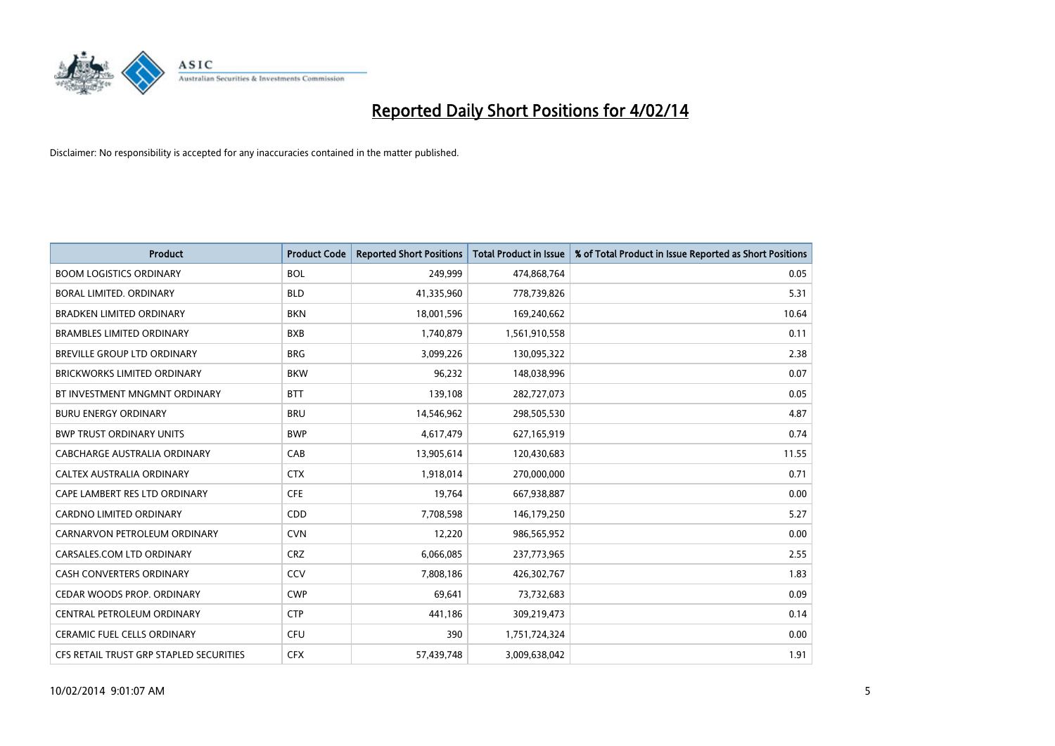# Reported Daily Short Positions for 4/02/14

Disclaimer: No responsibility is accepted for any inaccuracies contained in the matter published.

| Product | Product Code | Reported Short Positions | Total Product in Issue | % of Total Product in Issue Reported as Short Positions |
| --- | --- | --- | --- | --- |
| BOOM LOGISTICS ORDINARY | BOL | 249,999 | 474,868,764 | 0.05 |
| BORAL LIMITED. ORDINARY | BLD | 41,335,960 | 778,739,826 | 5.31 |
| BRADKEN LIMITED ORDINARY | BKN | 18,001,596 | 169,240,662 | 10.64 |
| BRAMBLES LIMITED ORDINARY | BXB | 1,740,879 | 1,561,910,558 | 0.11 |
| BREVILLE GROUP LTD ORDINARY | BRG | 3,099,226 | 130,095,322 | 2.38 |
| BRICKWORKS LIMITED ORDINARY | BKW | 96,232 | 148,038,996 | 0.07 |
| BT INVESTMENT MNGMNT ORDINARY | BTT | 139,108 | 282,727,073 | 0.05 |
| BURU ENERGY ORDINARY | BRU | 14,546,962 | 298,505,530 | 4.87 |
| BWP TRUST ORDINARY UNITS | BWP | 4,617,479 | 627,165,919 | 0.74 |
| CABCHARGE AUSTRALIA ORDINARY | CAB | 13,905,614 | 120,430,683 | 11.55 |
| CALTEX AUSTRALIA ORDINARY | CTX | 1,918,014 | 270,000,000 | 0.71 |
| CAPE LAMBERT RES LTD ORDINARY | CFE | 19,764 | 667,938,887 | 0.00 |
| CARDNO LIMITED ORDINARY | CDD | 7,708,598 | 146,179,250 | 5.27 |
| CARNARVON PETROLEUM ORDINARY | CVN | 12,220 | 986,565,952 | 0.00 |
| CARSALES.COM LTD ORDINARY | CRZ | 6,066,085 | 237,773,965 | 2.55 |
| CASH CONVERTERS ORDINARY | CCV | 7,808,186 | 426,302,767 | 1.83 |
| CEDAR WOODS PROP. ORDINARY | CWP | 69,641 | 73,732,683 | 0.09 |
| CENTRAL PETROLEUM ORDINARY | CTP | 441,186 | 309,219,473 | 0.14 |
| CERAMIC FUEL CELLS ORDINARY | CFU | 390 | 1,751,724,324 | 0.00 |
| CFS RETAIL TRUST GRP STAPLED SECURITIES | CFX | 57,439,748 | 3,009,638,042 | 1.91 |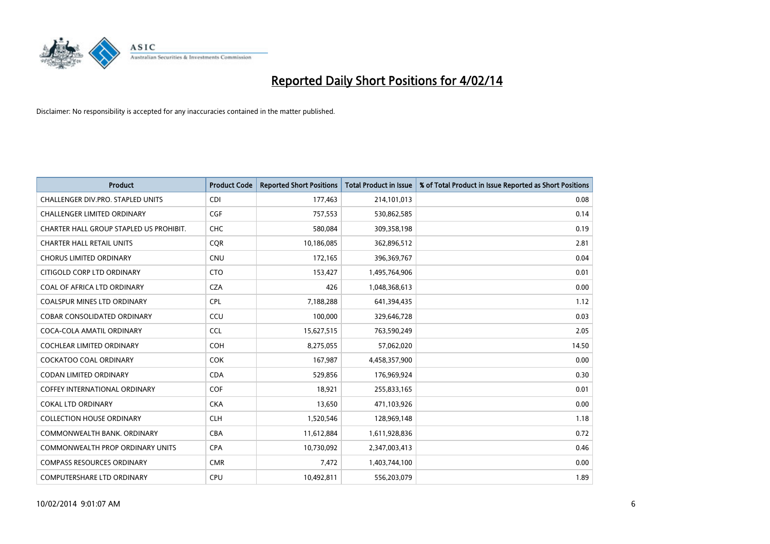# Reported Daily Short Positions for 4/02/14

Disclaimer: No responsibility is accepted for any inaccuracies contained in the matter published.

| Product | Product Code | Reported Short Positions | Total Product in Issue | % of Total Product in Issue Reported as Short Positions |
|---|---|---|---|---|
| CHALLENGER DIV.PRO. STAPLED UNITS | CDI | 177,463 | 214,101,013 | 0.08 |
| CHALLENGER LIMITED ORDINARY | CGF | 757,553 | 530,862,585 | 0.14 |
| CHARTER HALL GROUP STAPLED US PROHIBIT. | CHC | 580,084 | 309,358,198 | 0.19 |
| CHARTER HALL RETAIL UNITS | CQR | 10,186,085 | 362,896,512 | 2.81 |
| CHORUS LIMITED ORDINARY | CNU | 172,165 | 396,369,767 | 0.04 |
| CITIGOLD CORP LTD ORDINARY | CTO | 153,427 | 1,495,764,906 | 0.01 |
| COAL OF AFRICA LTD ORDINARY | CZA | 426 | 1,048,368,613 | 0.00 |
| COALSPUR MINES LTD ORDINARY | CPL | 7,188,288 | 641,394,435 | 1.12 |
| COBAR CONSOLIDATED ORDINARY | CCU | 100,000 | 329,646,728 | 0.03 |
| COCA-COLA AMATIL ORDINARY | CCL | 15,627,515 | 763,590,249 | 2.05 |
| COCHLEAR LIMITED ORDINARY | COH | 8,275,055 | 57,062,020 | 14.50 |
| COCKATOO COAL ORDINARY | COK | 167,987 | 4,458,357,900 | 0.00 |
| CODAN LIMITED ORDINARY | CDA | 529,856 | 176,969,924 | 0.30 |
| COFFEY INTERNATIONAL ORDINARY | COF | 18,921 | 255,833,165 | 0.01 |
| COKAL LTD ORDINARY | CKA | 13,650 | 471,103,926 | 0.00 |
| COLLECTION HOUSE ORDINARY | CLH | 1,520,546 | 128,969,148 | 1.18 |
| COMMONWEALTH BANK. ORDINARY | CBA | 11,612,884 | 1,611,928,836 | 0.72 |
| COMMONWEALTH PROP ORDINARY UNITS | CPA | 10,730,092 | 2,347,003,413 | 0.46 |
| COMPASS RESOURCES ORDINARY | CMR | 7,472 | 1,403,744,100 | 0.00 |
| COMPUTERSHARE LTD ORDINARY | CPU | 10,492,811 | 556,203,079 | 1.89 |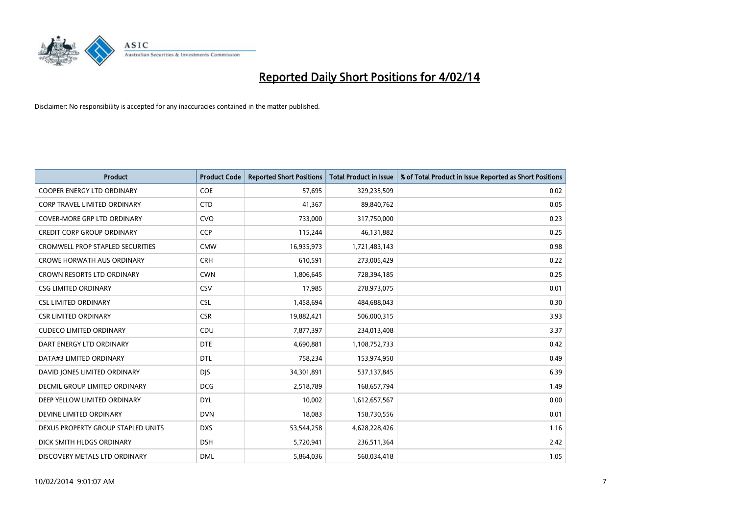# Reported Daily Short Positions for 4/02/14

Disclaimer: No responsibility is accepted for any inaccuracies contained in the matter published.

| Product | Product Code | Reported Short Positions | Total Product in Issue | % of Total Product in Issue Reported as Short Positions |
|---|---|---|---|---|
| COOPER ENERGY LTD ORDINARY | COE | 57,695 | 329,235,509 | 0.02 |
| CORP TRAVEL LIMITED ORDINARY | CTD | 41,367 | 89,840,762 | 0.05 |
| COVER-MORE GRP LTD ORDINARY | CVO | 733,000 | 317,750,000 | 0.23 |
| CREDIT CORP GROUP ORDINARY | CCP | 115,244 | 46,131,882 | 0.25 |
| CROMWELL PROP STAPLED SECURITIES | CMW | 16,935,973 | 1,721,483,143 | 0.98 |
| CROWE HORWATH AUS ORDINARY | CRH | 610,591 | 273,005,429 | 0.22 |
| CROWN RESORTS LTD ORDINARY | CWN | 1,806,645 | 728,394,185 | 0.25 |
| CSG LIMITED ORDINARY | CSV | 17,985 | 278,973,075 | 0.01 |
| CSL LIMITED ORDINARY | CSL | 1,458,694 | 484,688,043 | 0.30 |
| CSR LIMITED ORDINARY | CSR | 19,882,421 | 506,000,315 | 3.93 |
| CUDECO LIMITED ORDINARY | CDU | 7,877,397 | 234,013,408 | 3.37 |
| DART ENERGY LTD ORDINARY | DTE | 4,690,881 | 1,108,752,733 | 0.42 |
| DATA#3 LIMITED ORDINARY | DTL | 758,234 | 153,974,950 | 0.49 |
| DAVID JONES LIMITED ORDINARY | DJS | 34,301,891 | 537,137,845 | 6.39 |
| DECMIL GROUP LIMITED ORDINARY | DCG | 2,518,789 | 168,657,794 | 1.49 |
| DEEP YELLOW LIMITED ORDINARY | DYL | 10,002 | 1,612,657,567 | 0.00 |
| DEVINE LIMITED ORDINARY | DVN | 18,083 | 158,730,556 | 0.01 |
| DEXUS PROPERTY GROUP STAPLED UNITS | DXS | 53,544,258 | 4,628,228,426 | 1.16 |
| DICK SMITH HLDGS ORDINARY | DSH | 5,720,941 | 236,511,364 | 2.42 |
| DISCOVERY METALS LTD ORDINARY | DML | 5,864,036 | 560,034,418 | 1.05 |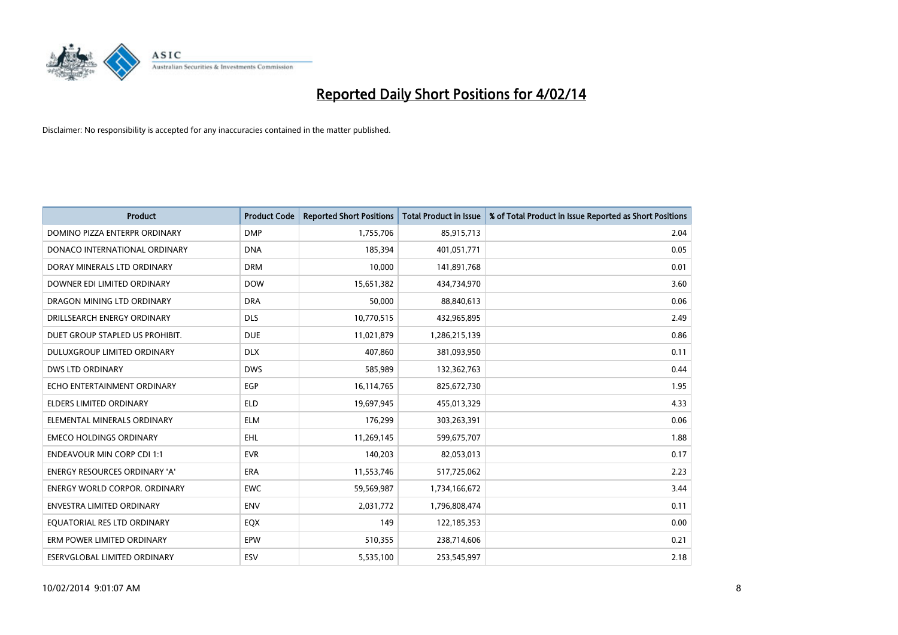# Reported Daily Short Positions for 4/02/14

Disclaimer: No responsibility is accepted for any inaccuracies contained in the matter published.

| Product | Product Code | Reported Short Positions | Total Product in Issue | % of Total Product in Issue Reported as Short Positions |
|---|---|---|---|---|
| DOMINO PIZZA ENTERPR ORDINARY | DMP | 1,755,706 | 85,915,713 | 2.04 |
| DONACO INTERNATIONAL ORDINARY | DNA | 185,394 | 401,051,771 | 0.05 |
| DORAY MINERALS LTD ORDINARY | DRM | 10,000 | 141,891,768 | 0.01 |
| DOWNER EDI LIMITED ORDINARY | DOW | 15,651,382 | 434,734,970 | 3.60 |
| DRAGON MINING LTD ORDINARY | DRA | 50,000 | 88,840,613 | 0.06 |
| DRILLSEARCH ENERGY ORDINARY | DLS | 10,770,515 | 432,965,895 | 2.49 |
| DUET GROUP STAPLED US PROHIBIT. | DUE | 11,021,879 | 1,286,215,139 | 0.86 |
| DULUXGROUP LIMITED ORDINARY | DLX | 407,860 | 381,093,950 | 0.11 |
| DWS LTD ORDINARY | DWS | 585,989 | 132,362,763 | 0.44 |
| ECHO ENTERTAINMENT ORDINARY | EGP | 16,114,765 | 825,672,730 | 1.95 |
| ELDERS LIMITED ORDINARY | ELD | 19,697,945 | 455,013,329 | 4.33 |
| ELEMENTAL MINERALS ORDINARY | ELM | 176,299 | 303,263,391 | 0.06 |
| EMECO HOLDINGS ORDINARY | EHL | 11,269,145 | 599,675,707 | 1.88 |
| ENDEAVOUR MIN CORP CDI 1:1 | EVR | 140,203 | 82,053,013 | 0.17 |
| ENERGY RESOURCES ORDINARY 'A' | ERA | 11,553,746 | 517,725,062 | 2.23 |
| ENERGY WORLD CORPOR. ORDINARY | EWC | 59,569,987 | 1,734,166,672 | 3.44 |
| ENVESTRA LIMITED ORDINARY | ENV | 2,031,772 | 1,796,808,474 | 0.11 |
| EQUATORIAL RES LTD ORDINARY | EQX | 149 | 122,185,353 | 0.00 |
| ERM POWER LIMITED ORDINARY | EPW | 510,355 | 238,714,606 | 0.21 |
| ESERVGLOBAL LIMITED ORDINARY | ESV | 5,535,100 | 253,545,997 | 2.18 |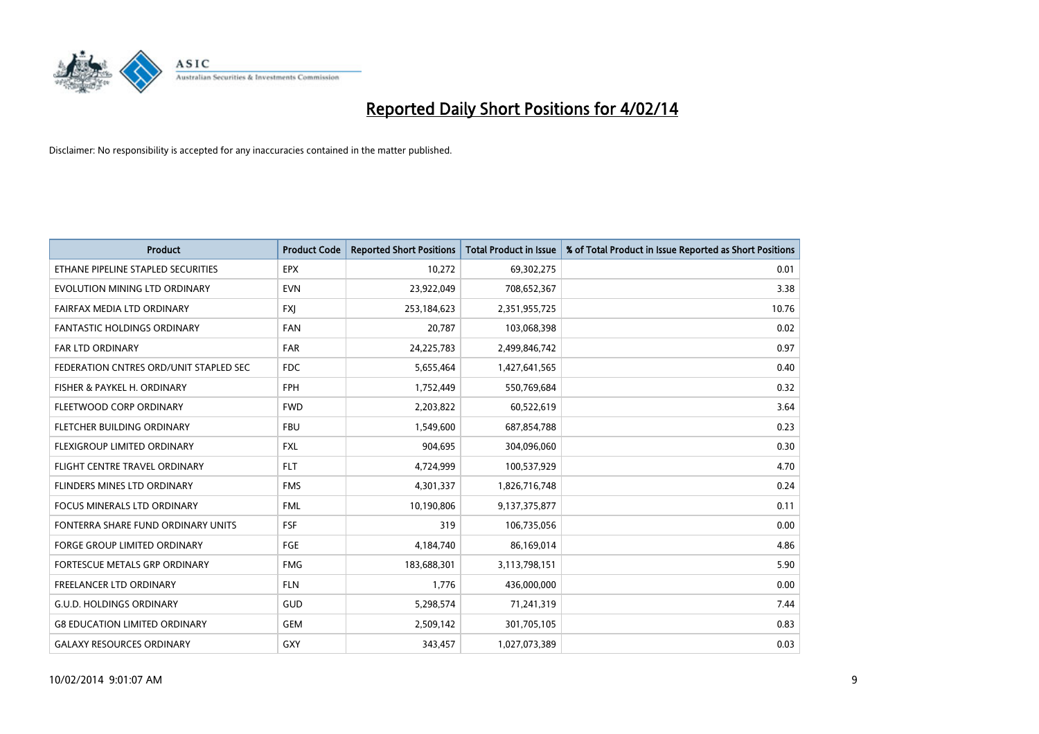# Reported Daily Short Positions for 4/02/14

Disclaimer: No responsibility is accepted for any inaccuracies contained in the matter published.

| Product | Product Code | Reported Short Positions | Total Product in Issue | % of Total Product in Issue Reported as Short Positions |
|---|---|---|---|---|
| ETHANE PIPELINE STAPLED SECURITIES | EPX | 10,272 | 69,302,275 | 0.01 |
| EVOLUTION MINING LTD ORDINARY | EVN | 23,922,049 | 708,652,367 | 3.38 |
| FAIRFAX MEDIA LTD ORDINARY | FXJ | 253,184,623 | 2,351,955,725 | 10.76 |
| FANTASTIC HOLDINGS ORDINARY | FAN | 20,787 | 103,068,398 | 0.02 |
| FAR LTD ORDINARY | FAR | 24,225,783 | 2,499,846,742 | 0.97 |
| FEDERATION CNTRES ORD/UNIT STAPLED SEC | FDC | 5,655,464 | 1,427,641,565 | 0.40 |
| FISHER & PAYKEL H. ORDINARY | FPH | 1,752,449 | 550,769,684 | 0.32 |
| FLEETWOOD CORP ORDINARY | FWD | 2,203,822 | 60,522,619 | 3.64 |
| FLETCHER BUILDING ORDINARY | FBU | 1,549,600 | 687,854,788 | 0.23 |
| FLEXIGROUP LIMITED ORDINARY | FXL | 904,695 | 304,096,060 | 0.30 |
| FLIGHT CENTRE TRAVEL ORDINARY | FLT | 4,724,999 | 100,537,929 | 4.70 |
| FLINDERS MINES LTD ORDINARY | FMS | 4,301,337 | 1,826,716,748 | 0.24 |
| FOCUS MINERALS LTD ORDINARY | FML | 10,190,806 | 9,137,375,877 | 0.11 |
| FONTERRA SHARE FUND ORDINARY UNITS | FSF | 319 | 106,735,056 | 0.00 |
| FORGE GROUP LIMITED ORDINARY | FGE | 4,184,740 | 86,169,014 | 4.86 |
| FORTESCUE METALS GRP ORDINARY | FMG | 183,688,301 | 3,113,798,151 | 5.90 |
| FREELANCER LTD ORDINARY | FLN | 1,776 | 436,000,000 | 0.00 |
| G.U.D. HOLDINGS ORDINARY | GUD | 5,298,574 | 71,241,319 | 7.44 |
| G8 EDUCATION LIMITED ORDINARY | GEM | 2,509,142 | 301,705,105 | 0.83 |
| GALAXY RESOURCES ORDINARY | GXY | 343,457 | 1,027,073,389 | 0.03 |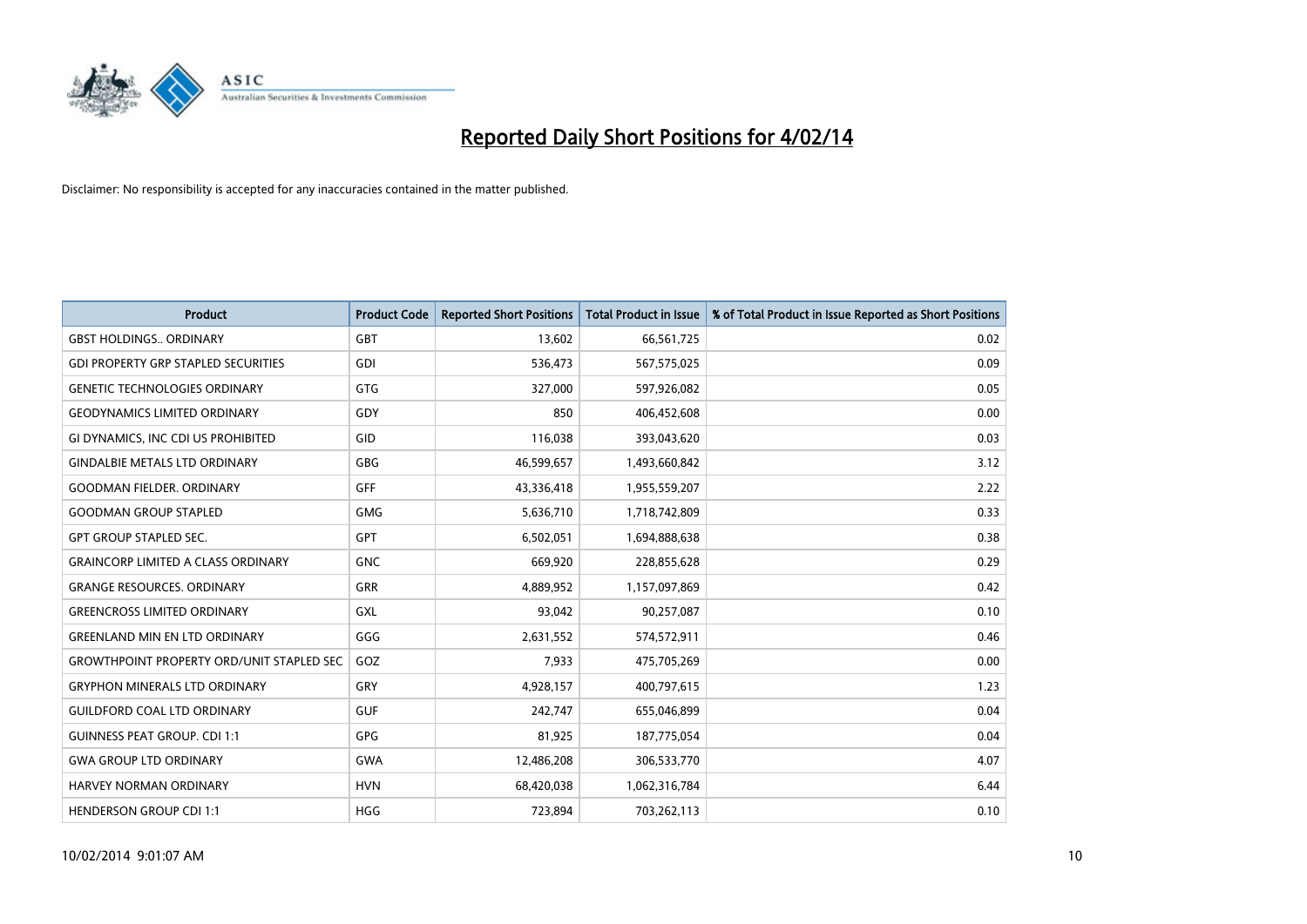# Reported Daily Short Positions for 4/02/14

Disclaimer: No responsibility is accepted for any inaccuracies contained in the matter published.

| Product | Product Code | Reported Short Positions | Total Product in Issue | % of Total Product in Issue Reported as Short Positions |
|---|---|---|---|---|
| GBST HOLDINGS.. ORDINARY | GBT | 13,602 | 66,561,725 | 0.02 |
| GDI PROPERTY GRP STAPLED SECURITIES | GDI | 536,473 | 567,575,025 | 0.09 |
| GENETIC TECHNOLOGIES ORDINARY | GTG | 327,000 | 597,926,082 | 0.05 |
| GEODYNAMICS LIMITED ORDINARY | GDY | 850 | 406,452,608 | 0.00 |
| GI DYNAMICS, INC CDI US PROHIBITED | GID | 116,038 | 393,043,620 | 0.03 |
| GINDALBIE METALS LTD ORDINARY | GBG | 46,599,657 | 1,493,660,842 | 3.12 |
| GOODMAN FIELDER. ORDINARY | GFF | 43,336,418 | 1,955,559,207 | 2.22 |
| GOODMAN GROUP STAPLED | GMG | 5,636,710 | 1,718,742,809 | 0.33 |
| GPT GROUP STAPLED SEC. | GPT | 6,502,051 | 1,694,888,638 | 0.38 |
| GRAINCORP LIMITED A CLASS ORDINARY | GNC | 669,920 | 228,855,628 | 0.29 |
| GRANGE RESOURCES. ORDINARY | GRR | 4,889,952 | 1,157,097,869 | 0.42 |
| GREENCROSS LIMITED ORDINARY | GXL | 93,042 | 90,257,087 | 0.10 |
| GREENLAND MIN EN LTD ORDINARY | GGG | 2,631,552 | 574,572,911 | 0.46 |
| GROWTHPOINT PROPERTY ORD/UNIT STAPLED SEC | GOZ | 7,933 | 475,705,269 | 0.00 |
| GRYPHON MINERALS LTD ORDINARY | GRY | 4,928,157 | 400,797,615 | 1.23 |
| GUILDFORD COAL LTD ORDINARY | GUF | 242,747 | 655,046,899 | 0.04 |
| GUINNESS PEAT GROUP. CDI 1:1 | GPG | 81,925 | 187,775,054 | 0.04 |
| GWA GROUP LTD ORDINARY | GWA | 12,486,208 | 306,533,770 | 4.07 |
| HARVEY NORMAN ORDINARY | HVN | 68,420,038 | 1,062,316,784 | 6.44 |
| HENDERSON GROUP CDI 1:1 | HGG | 723,894 | 703,262,113 | 0.10 |

10/02/2014 9:01:07 AM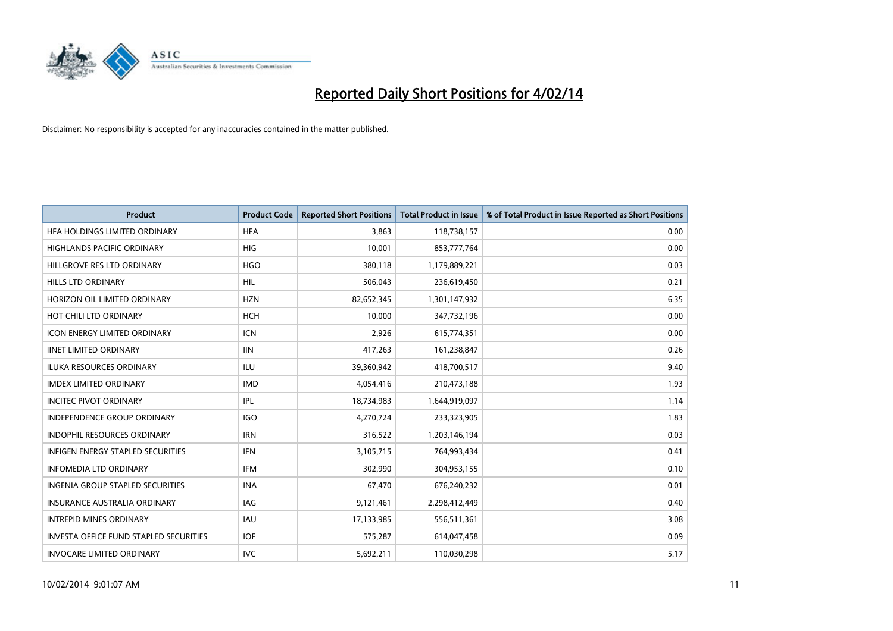# Reported Daily Short Positions for 4/02/14

Disclaimer: No responsibility is accepted for any inaccuracies contained in the matter published.

| Product | Product Code | Reported Short Positions | Total Product in Issue | % of Total Product in Issue Reported as Short Positions |
|---|---|---|---|---|
| HFA HOLDINGS LIMITED ORDINARY | HFA | 3,863 | 118,738,157 | 0.00 |
| HIGHLANDS PACIFIC ORDINARY | HIG | 10,001 | 853,777,764 | 0.00 |
| HILLGROVE RES LTD ORDINARY | HGO | 380,118 | 1,179,889,221 | 0.03 |
| HILLS LTD ORDINARY | HIL | 506,043 | 236,619,450 | 0.21 |
| HORIZON OIL LIMITED ORDINARY | HZN | 82,652,345 | 1,301,147,932 | 6.35 |
| HOT CHILI LTD ORDINARY | HCH | 10,000 | 347,732,196 | 0.00 |
| ICON ENERGY LIMITED ORDINARY | ICN | 2,926 | 615,774,351 | 0.00 |
| IINET LIMITED ORDINARY | IIN | 417,263 | 161,238,847 | 0.26 |
| ILUKA RESOURCES ORDINARY | ILU | 39,360,942 | 418,700,517 | 9.40 |
| IMDEX LIMITED ORDINARY | IMD | 4,054,416 | 210,473,188 | 1.93 |
| INCITEC PIVOT ORDINARY | IPL | 18,734,983 | 1,644,919,097 | 1.14 |
| INDEPENDENCE GROUP ORDINARY | IGO | 4,270,724 | 233,323,905 | 1.83 |
| INDOPHIL RESOURCES ORDINARY | IRN | 316,522 | 1,203,146,194 | 0.03 |
| INFIGEN ENERGY STAPLED SECURITIES | IFN | 3,105,715 | 764,993,434 | 0.41 |
| INFOMEDIA LTD ORDINARY | IFM | 302,990 | 304,953,155 | 0.10 |
| INGENIA GROUP STAPLED SECURITIES | INA | 67,470 | 676,240,232 | 0.01 |
| INSURANCE AUSTRALIA ORDINARY | IAG | 9,121,461 | 2,298,412,449 | 0.40 |
| INTREPID MINES ORDINARY | IAU | 17,133,985 | 556,511,361 | 3.08 |
| INVESTA OFFICE FUND STAPLED SECURITIES | IOF | 575,287 | 614,047,458 | 0.09 |
| INVOCARE LIMITED ORDINARY | IVC | 5,692,211 | 110,030,298 | 5.17 |

10/02/2014 9:01:07 AM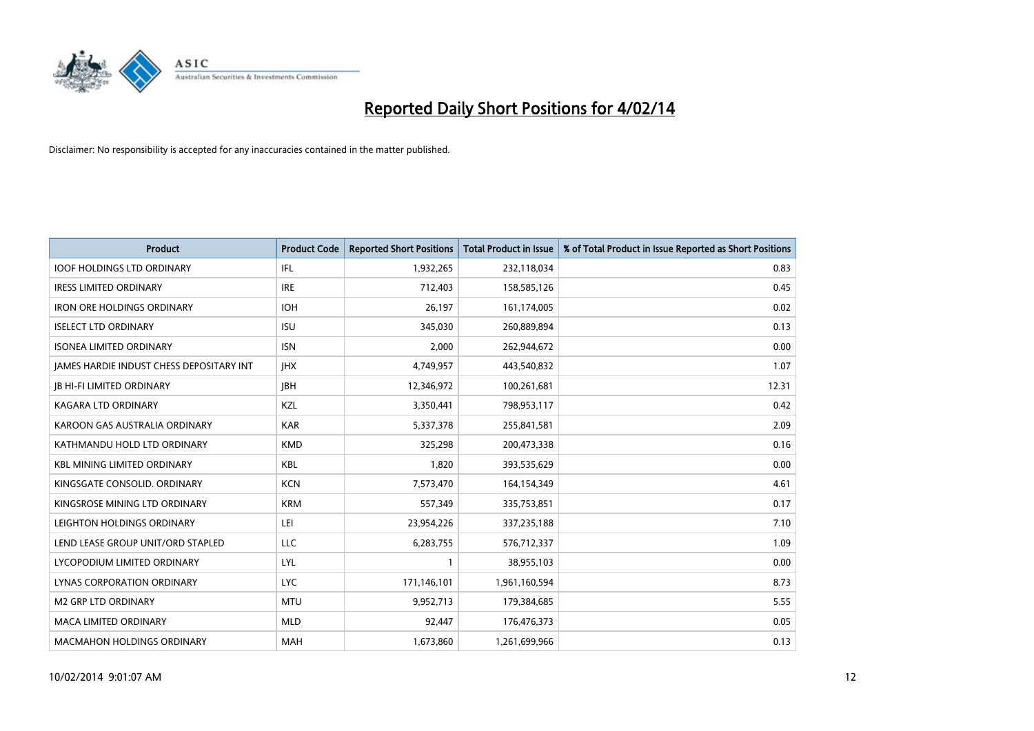# Reported Daily Short Positions for 4/02/14

Disclaimer: No responsibility is accepted for any inaccuracies contained in the matter published.

| Product | Product Code | Reported Short Positions | Total Product in Issue | % of Total Product in Issue Reported as Short Positions |
|---|---|---|---|---|
| IOOF HOLDINGS LTD ORDINARY | IFL | 1,932,265 | 232,118,034 | 0.83 |
| IRESS LIMITED ORDINARY | IRE | 712,403 | 158,585,126 | 0.45 |
| IRON ORE HOLDINGS ORDINARY | IOH | 26,197 | 161,174,005 | 0.02 |
| ISELECT LTD ORDINARY | ISU | 345,030 | 260,889,894 | 0.13 |
| ISONEA LIMITED ORDINARY | ISN | 2,000 | 262,944,672 | 0.00 |
| JAMES HARDIE INDUST CHESS DEPOSITARY INT | JHX | 4,749,957 | 443,540,832 | 1.07 |
| JB HI-FI LIMITED ORDINARY | JBH | 12,346,972 | 100,261,681 | 12.31 |
| KAGARA LTD ORDINARY | KZL | 3,350,441 | 798,953,117 | 0.42 |
| KAROON GAS AUSTRALIA ORDINARY | KAR | 5,337,378 | 255,841,581 | 2.09 |
| KATHMANDU HOLD LTD ORDINARY | KMD | 325,298 | 200,473,338 | 0.16 |
| KBL MINING LIMITED ORDINARY | KBL | 1,820 | 393,535,629 | 0.00 |
| KINGSGATE CONSOLID. ORDINARY | KCN | 7,573,470 | 164,154,349 | 4.61 |
| KINGSROSE MINING LTD ORDINARY | KRM | 557,349 | 335,753,851 | 0.17 |
| LEIGHTON HOLDINGS ORDINARY | LEI | 23,954,226 | 337,235,188 | 7.10 |
| LEND LEASE GROUP UNIT/ORD STAPLED | LLC | 6,283,755 | 576,712,337 | 1.09 |
| LYCOPODIUM LIMITED ORDINARY | LYL | 1 | 38,955,103 | 0.00 |
| LYNAS CORPORATION ORDINARY | LYC | 171,146,101 | 1,961,160,594 | 8.73 |
| M2 GRP LTD ORDINARY | MTU | 9,952,713 | 179,384,685 | 5.55 |
| MACA LIMITED ORDINARY | MLD | 92,447 | 176,476,373 | 0.05 |
| MACMAHON HOLDINGS ORDINARY | MAH | 1,673,860 | 1,261,699,966 | 0.13 |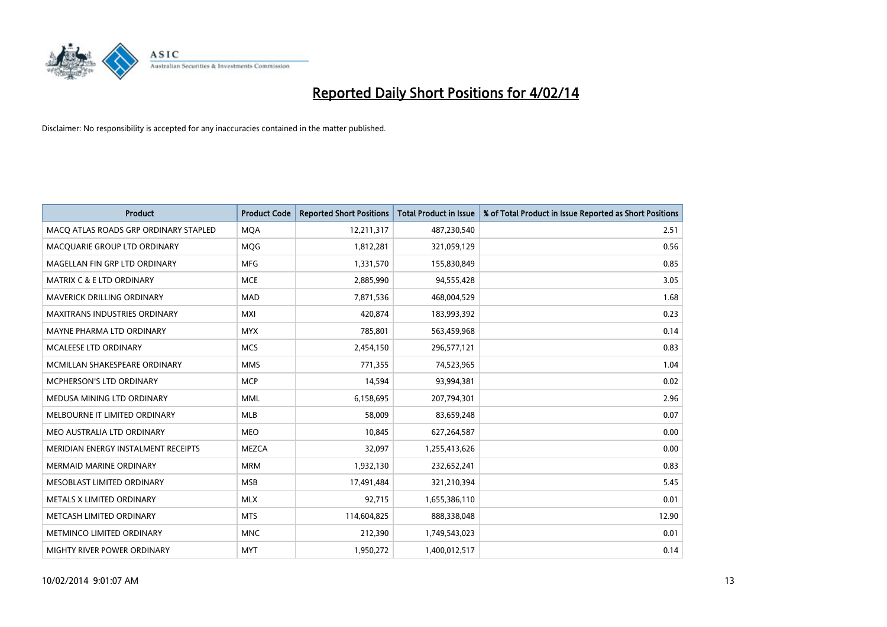# Reported Daily Short Positions for 4/02/14

Disclaimer: No responsibility is accepted for any inaccuracies contained in the matter published.

| Product | Product Code | Reported Short Positions | Total Product in Issue | % of Total Product in Issue Reported as Short Positions |
|---|---|---|---|---|
| MACQ ATLAS ROADS GRP ORDINARY STAPLED | MQA | 12,211,317 | 487,230,540 | 2.51 |
| MACQUARIE GROUP LTD ORDINARY | MQG | 1,812,281 | 321,059,129 | 0.56 |
| MAGELLAN FIN GRP LTD ORDINARY | MFG | 1,331,570 | 155,830,849 | 0.85 |
| MATRIX C & E LTD ORDINARY | MCE | 2,885,990 | 94,555,428 | 3.05 |
| MAVERICK DRILLING ORDINARY | MAD | 7,871,536 | 468,004,529 | 1.68 |
| MAXITRANS INDUSTRIES ORDINARY | MXI | 420,874 | 183,993,392 | 0.23 |
| MAYNE PHARMA LTD ORDINARY | MYX | 785,801 | 563,459,968 | 0.14 |
| MCALEESE LTD ORDINARY | MCS | 2,454,150 | 296,577,121 | 0.83 |
| MCMILLAN SHAKESPEARE ORDINARY | MMS | 771,355 | 74,523,965 | 1.04 |
| MCPHERSON'S LTD ORDINARY | MCP | 14,594 | 93,994,381 | 0.02 |
| MEDUSA MINING LTD ORDINARY | MML | 6,158,695 | 207,794,301 | 2.96 |
| MELBOURNE IT LIMITED ORDINARY | MLB | 58,009 | 83,659,248 | 0.07 |
| MEO AUSTRALIA LTD ORDINARY | MEO | 10,845 | 627,264,587 | 0.00 |
| MERIDIAN ENERGY INSTALMENT RECEIPTS | MEZCA | 32,097 | 1,255,413,626 | 0.00 |
| MERMAID MARINE ORDINARY | MRM | 1,932,130 | 232,652,241 | 0.83 |
| MESOBLAST LIMITED ORDINARY | MSB | 17,491,484 | 321,210,394 | 5.45 |
| METALS X LIMITED ORDINARY | MLX | 92,715 | 1,655,386,110 | 0.01 |
| METCASH LIMITED ORDINARY | MTS | 114,604,825 | 888,338,048 | 12.90 |
| METMINCO LIMITED ORDINARY | MNC | 212,390 | 1,749,543,023 | 0.01 |
| MIGHTY RIVER POWER ORDINARY | MYT | 1,950,272 | 1,400,012,517 | 0.14 |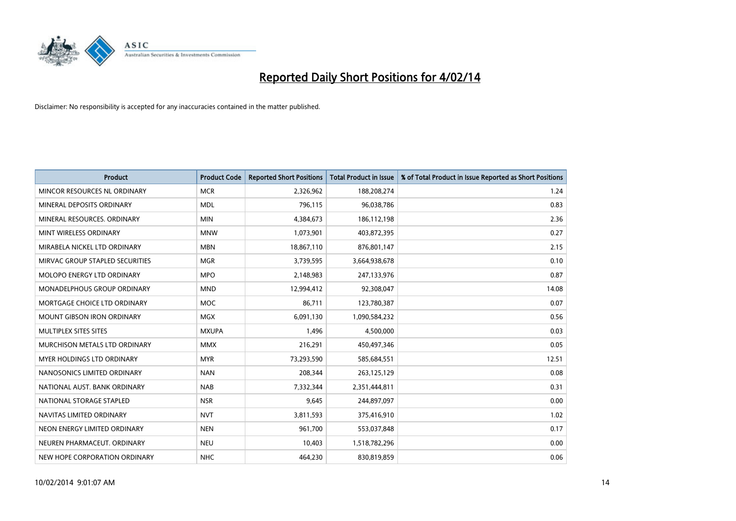# Reported Daily Short Positions for 4/02/14

Disclaimer: No responsibility is accepted for any inaccuracies contained in the matter published.

| Product | Product Code | Reported Short Positions | Total Product in Issue | % of Total Product in Issue Reported as Short Positions |
|---|---|---|---|---|
| MINCOR RESOURCES NL ORDINARY | MCR | 2,326,962 | 188,208,274 | 1.24 |
| MINERAL DEPOSITS ORDINARY | MDL | 796,115 | 96,038,786 | 0.83 |
| MINERAL RESOURCES. ORDINARY | MIN | 4,384,673 | 186,112,198 | 2.36 |
| MINT WIRELESS ORDINARY | MNW | 1,073,901 | 403,872,395 | 0.27 |
| MIRABELA NICKEL LTD ORDINARY | MBN | 18,867,110 | 876,801,147 | 2.15 |
| MIRVAC GROUP STAPLED SECURITIES | MGR | 3,739,595 | 3,664,938,678 | 0.10 |
| MOLOPO ENERGY LTD ORDINARY | MPO | 2,148,983 | 247,133,976 | 0.87 |
| MONADELPHOUS GROUP ORDINARY | MND | 12,994,412 | 92,308,047 | 14.08 |
| MORTGAGE CHOICE LTD ORDINARY | MOC | 86,711 | 123,780,387 | 0.07 |
| MOUNT GIBSON IRON ORDINARY | MGX | 6,091,130 | 1,090,584,232 | 0.56 |
| MULTIPLEX SITES SITES | MXUPA | 1,496 | 4,500,000 | 0.03 |
| MURCHISON METALS LTD ORDINARY | MMX | 216,291 | 450,497,346 | 0.05 |
| MYER HOLDINGS LTD ORDINARY | MYR | 73,293,590 | 585,684,551 | 12.51 |
| NANOSONICS LIMITED ORDINARY | NAN | 208,344 | 263,125,129 | 0.08 |
| NATIONAL AUST. BANK ORDINARY | NAB | 7,332,344 | 2,351,444,811 | 0.31 |
| NATIONAL STORAGE STAPLED | NSR | 9,645 | 244,897,097 | 0.00 |
| NAVITAS LIMITED ORDINARY | NVT | 3,811,593 | 375,416,910 | 1.02 |
| NEON ENERGY LIMITED ORDINARY | NEN | 961,700 | 553,037,848 | 0.17 |
| NEUREN PHARMACEUT. ORDINARY | NEU | 10,403 | 1,518,782,296 | 0.00 |
| NEW HOPE CORPORATION ORDINARY | NHC | 464,230 | 830,819,859 | 0.06 |

10/02/2014 9:01:07 AM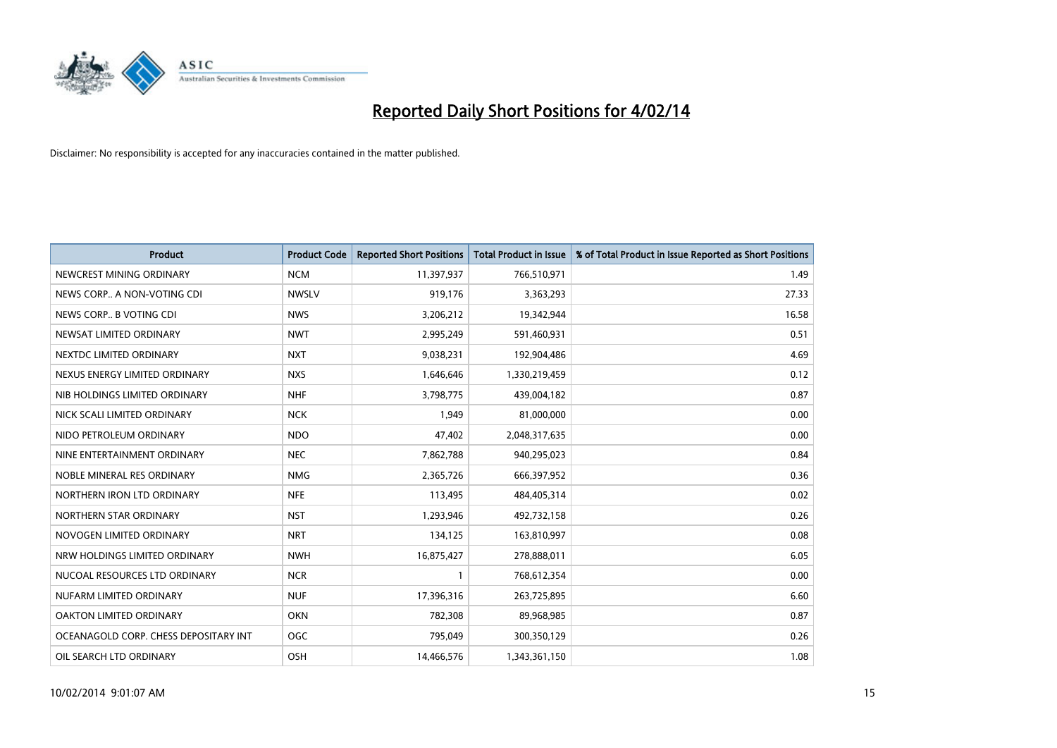# Reported Daily Short Positions for 4/02/14

Disclaimer: No responsibility is accepted for any inaccuracies contained in the matter published.

| Product | Product Code | Reported Short Positions | Total Product in Issue | % of Total Product in Issue Reported as Short Positions |
|---|---|---|---|---|
| NEWCREST MINING ORDINARY | NCM | 11,397,937 | 766,510,971 | 1.49 |
| NEWS CORP.. A NON-VOTING CDI | NWSLV | 919,176 | 3,363,293 | 27.33 |
| NEWS CORP.. B VOTING CDI | NWS | 3,206,212 | 19,342,944 | 16.58 |
| NEWSAT LIMITED ORDINARY | NWT | 2,995,249 | 591,460,931 | 0.51 |
| NEXTDC LIMITED ORDINARY | NXT | 9,038,231 | 192,904,486 | 4.69 |
| NEXUS ENERGY LIMITED ORDINARY | NXS | 1,646,646 | 1,330,219,459 | 0.12 |
| NIB HOLDINGS LIMITED ORDINARY | NHF | 3,798,775 | 439,004,182 | 0.87 |
| NICK SCALI LIMITED ORDINARY | NCK | 1,949 | 81,000,000 | 0.00 |
| NIDO PETROLEUM ORDINARY | NDO | 47,402 | 2,048,317,635 | 0.00 |
| NINE ENTERTAINMENT ORDINARY | NEC | 7,862,788 | 940,295,023 | 0.84 |
| NOBLE MINERAL RES ORDINARY | NMG | 2,365,726 | 666,397,952 | 0.36 |
| NORTHERN IRON LTD ORDINARY | NFE | 113,495 | 484,405,314 | 0.02 |
| NORTHERN STAR ORDINARY | NST | 1,293,946 | 492,732,158 | 0.26 |
| NOVOGEN LIMITED ORDINARY | NRT | 134,125 | 163,810,997 | 0.08 |
| NRW HOLDINGS LIMITED ORDINARY | NWH | 16,875,427 | 278,888,011 | 6.05 |
| NUCOAL RESOURCES LTD ORDINARY | NCR | 1 | 768,612,354 | 0.00 |
| NUFARM LIMITED ORDINARY | NUF | 17,396,316 | 263,725,895 | 6.60 |
| OAKTON LIMITED ORDINARY | OKN | 782,308 | 89,968,985 | 0.87 |
| OCEANAGOLD CORP. CHESS DEPOSITARY INT | OGC | 795,049 | 300,350,129 | 0.26 |
| OIL SEARCH LTD ORDINARY | OSH | 14,466,576 | 1,343,361,150 | 1.08 |

10/02/2014 9:01:07 AM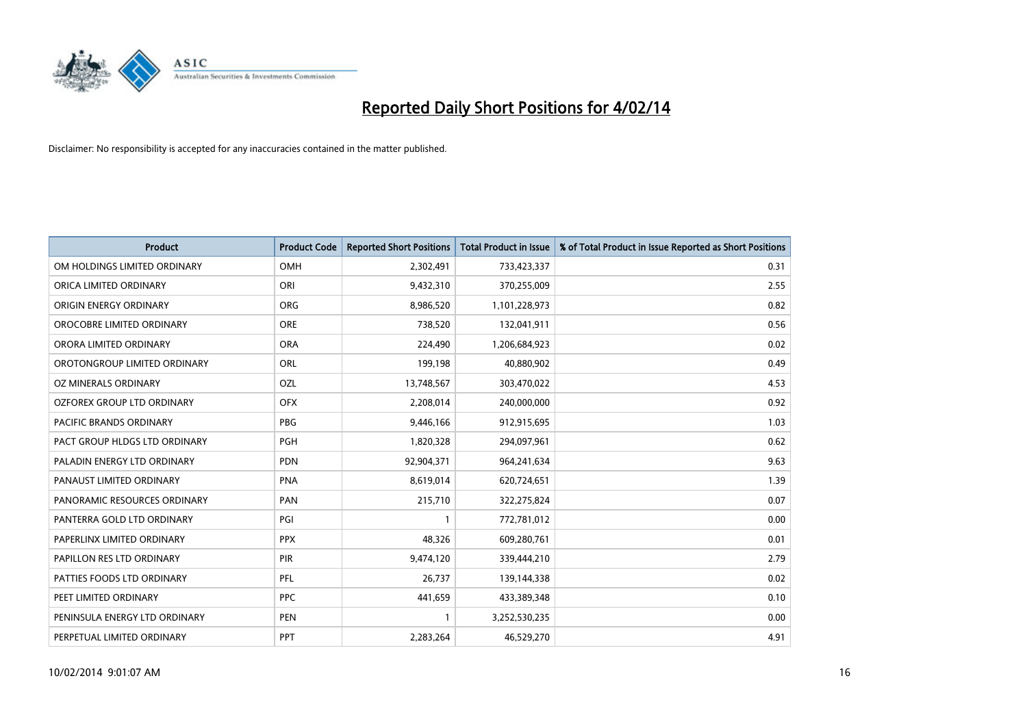# Reported Daily Short Positions for 4/02/14

Disclaimer: No responsibility is accepted for any inaccuracies contained in the matter published.

| Product | Product Code | Reported Short Positions | Total Product in Issue | % of Total Product in Issue Reported as Short Positions |
|---|---|---|---|---|
| OM HOLDINGS LIMITED ORDINARY | OMH | 2,302,491 | 733,423,337 | 0.31 |
| ORICA LIMITED ORDINARY | ORI | 9,432,310 | 370,255,009 | 2.55 |
| ORIGIN ENERGY ORDINARY | ORG | 8,986,520 | 1,101,228,973 | 0.82 |
| OROCOBRE LIMITED ORDINARY | ORE | 738,520 | 132,041,911 | 0.56 |
| ORORA LIMITED ORDINARY | ORA | 224,490 | 1,206,684,923 | 0.02 |
| OROTONGROUP LIMITED ORDINARY | ORL | 199,198 | 40,880,902 | 0.49 |
| OZ MINERALS ORDINARY | OZL | 13,748,567 | 303,470,022 | 4.53 |
| OZFOREX GROUP LTD ORDINARY | OFX | 2,208,014 | 240,000,000 | 0.92 |
| PACIFIC BRANDS ORDINARY | PBG | 9,446,166 | 912,915,695 | 1.03 |
| PACT GROUP HLDGS LTD ORDINARY | PGH | 1,820,328 | 294,097,961 | 0.62 |
| PALADIN ENERGY LTD ORDINARY | PDN | 92,904,371 | 964,241,634 | 9.63 |
| PANAUST LIMITED ORDINARY | PNA | 8,619,014 | 620,724,651 | 1.39 |
| PANORAMIC RESOURCES ORDINARY | PAN | 215,710 | 322,275,824 | 0.07 |
| PANTERRA GOLD LTD ORDINARY | PGI | 1 | 772,781,012 | 0.00 |
| PAPERLINX LIMITED ORDINARY | PPX | 48,326 | 609,280,761 | 0.01 |
| PAPILLON RES LTD ORDINARY | PIR | 9,474,120 | 339,444,210 | 2.79 |
| PATTIES FOODS LTD ORDINARY | PFL | 26,737 | 139,144,338 | 0.02 |
| PEET LIMITED ORDINARY | PPC | 441,659 | 433,389,348 | 0.10 |
| PENINSULA ENERGY LTD ORDINARY | PEN | 1 | 3,252,530,235 | 0.00 |
| PERPETUAL LIMITED ORDINARY | PPT | 2,283,264 | 46,529,270 | 4.91 |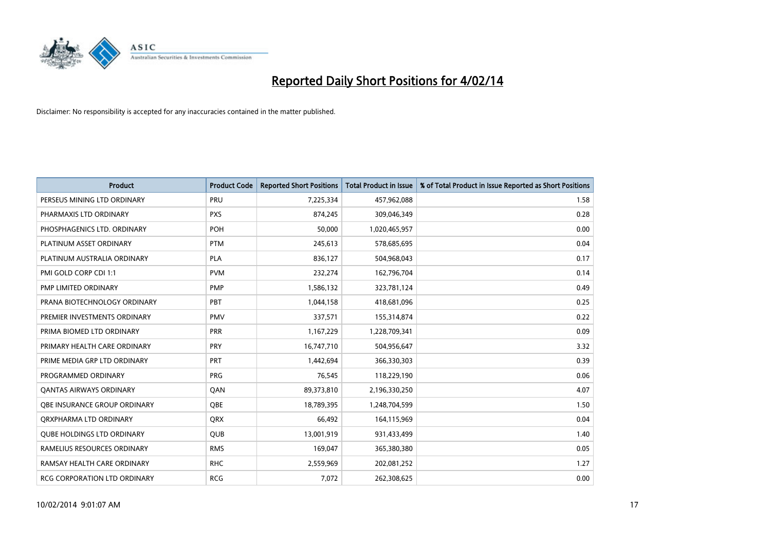# Reported Daily Short Positions for 4/02/14

Disclaimer: No responsibility is accepted for any inaccuracies contained in the matter published.

| Product | Product Code | Reported Short Positions | Total Product in Issue | % of Total Product in Issue Reported as Short Positions |
|---|---|---|---|---|
| PERSEUS MINING LTD ORDINARY | PRU | 7,225,334 | 457,962,088 | 1.58 |
| PHARMAXIS LTD ORDINARY | PXS | 874,245 | 309,046,349 | 0.28 |
| PHOSPHAGENICS LTD. ORDINARY | POH | 50,000 | 1,020,465,957 | 0.00 |
| PLATINUM ASSET ORDINARY | PTM | 245,613 | 578,685,695 | 0.04 |
| PLATINUM AUSTRALIA ORDINARY | PLA | 836,127 | 504,968,043 | 0.17 |
| PMI GOLD CORP CDI 1:1 | PVM | 232,274 | 162,796,704 | 0.14 |
| PMP LIMITED ORDINARY | PMP | 1,586,132 | 323,781,124 | 0.49 |
| PRANA BIOTECHNOLOGY ORDINARY | PBT | 1,044,158 | 418,681,096 | 0.25 |
| PREMIER INVESTMENTS ORDINARY | PMV | 337,571 | 155,314,874 | 0.22 |
| PRIMA BIOMED LTD ORDINARY | PRR | 1,167,229 | 1,228,709,341 | 0.09 |
| PRIMARY HEALTH CARE ORDINARY | PRY | 16,747,710 | 504,956,647 | 3.32 |
| PRIME MEDIA GRP LTD ORDINARY | PRT | 1,442,694 | 366,330,303 | 0.39 |
| PROGRAMMED ORDINARY | PRG | 76,545 | 118,229,190 | 0.06 |
| QANTAS AIRWAYS ORDINARY | QAN | 89,373,810 | 2,196,330,250 | 4.07 |
| QBE INSURANCE GROUP ORDINARY | QBE | 18,789,395 | 1,248,704,599 | 1.50 |
| QRXPHARMA LTD ORDINARY | QRX | 66,492 | 164,115,969 | 0.04 |
| QUBE HOLDINGS LTD ORDINARY | QUB | 13,001,919 | 931,433,499 | 1.40 |
| RAMELIUS RESOURCES ORDINARY | RMS | 169,047 | 365,380,380 | 0.05 |
| RAMSAY HEALTH CARE ORDINARY | RHC | 2,559,969 | 202,081,252 | 1.27 |
| RCG CORPORATION LTD ORDINARY | RCG | 7,072 | 262,308,625 | 0.00 |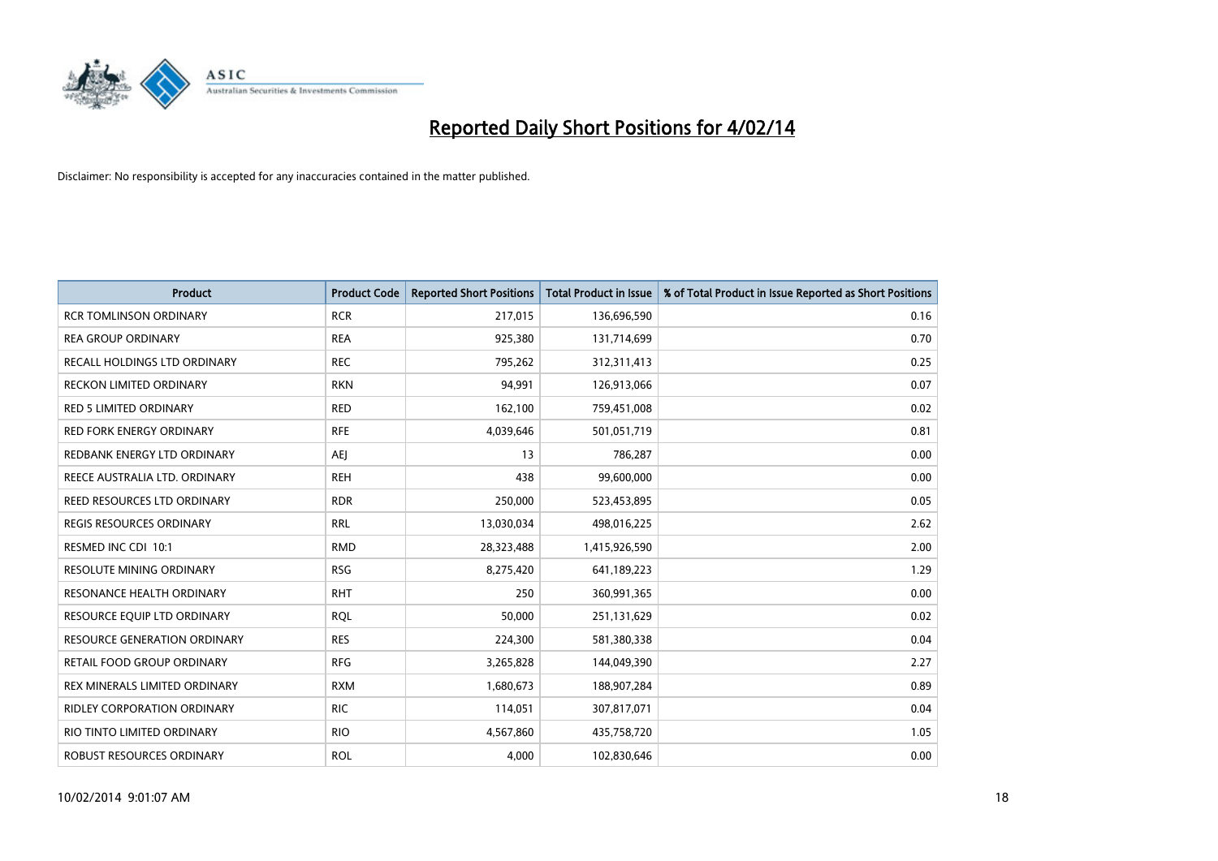# Reported Daily Short Positions for 4/02/14

Disclaimer: No responsibility is accepted for any inaccuracies contained in the matter published.

| Product | Product Code | Reported Short Positions | Total Product in Issue | % of Total Product in Issue Reported as Short Positions |
|---|---|---|---|---|
| RCR TOMLINSON ORDINARY | RCR | 217,015 | 136,696,590 | 0.16 |
| REA GROUP ORDINARY | REA | 925,380 | 131,714,699 | 0.70 |
| RECALL HOLDINGS LTD ORDINARY | REC | 795,262 | 312,311,413 | 0.25 |
| RECKON LIMITED ORDINARY | RKN | 94,991 | 126,913,066 | 0.07 |
| RED 5 LIMITED ORDINARY | RED | 162,100 | 759,451,008 | 0.02 |
| RED FORK ENERGY ORDINARY | RFE | 4,039,646 | 501,051,719 | 0.81 |
| REDBANK ENERGY LTD ORDINARY | AEJ | 13 | 786,287 | 0.00 |
| REECE AUSTRALIA LTD. ORDINARY | REH | 438 | 99,600,000 | 0.00 |
| REED RESOURCES LTD ORDINARY | RDR | 250,000 | 523,453,895 | 0.05 |
| REGIS RESOURCES ORDINARY | RRL | 13,030,034 | 498,016,225 | 2.62 |
| RESMED INC CDI 10:1 | RMD | 28,323,488 | 1,415,926,590 | 2.00 |
| RESOLUTE MINING ORDINARY | RSG | 8,275,420 | 641,189,223 | 1.29 |
| RESONANCE HEALTH ORDINARY | RHT | 250 | 360,991,365 | 0.00 |
| RESOURCE EQUIP LTD ORDINARY | RQL | 50,000 | 251,131,629 | 0.02 |
| RESOURCE GENERATION ORDINARY | RES | 224,300 | 581,380,338 | 0.04 |
| RETAIL FOOD GROUP ORDINARY | RFG | 3,265,828 | 144,049,390 | 2.27 |
| REX MINERALS LIMITED ORDINARY | RXM | 1,680,673 | 188,907,284 | 0.89 |
| RIDLEY CORPORATION ORDINARY | RIC | 114,051 | 307,817,071 | 0.04 |
| RIO TINTO LIMITED ORDINARY | RIO | 4,567,860 | 435,758,720 | 1.05 |
| ROBUST RESOURCES ORDINARY | ROL | 4,000 | 102,830,646 | 0.00 |

10/02/2014 9:01:07 AM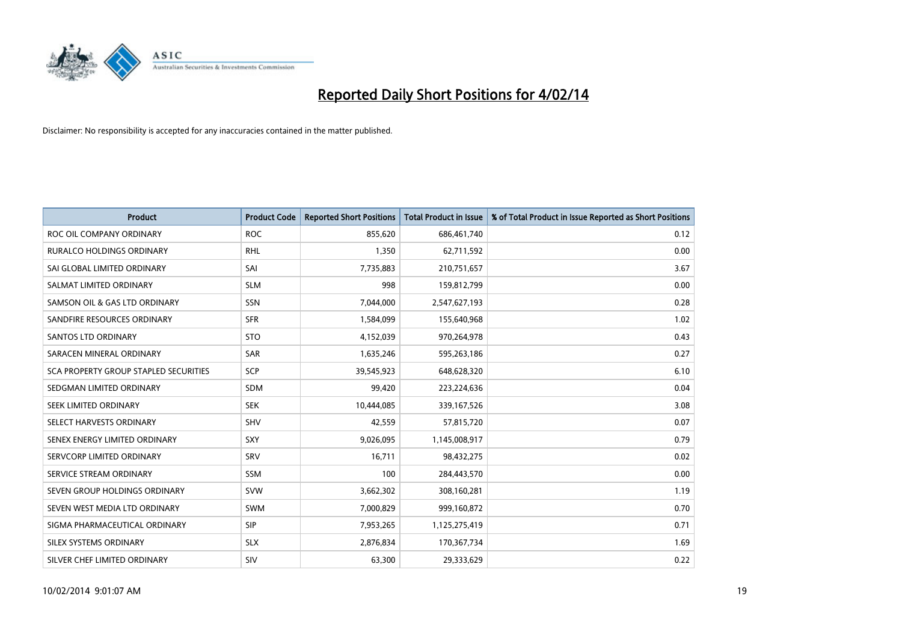# Reported Daily Short Positions for 4/02/14

Disclaimer: No responsibility is accepted for any inaccuracies contained in the matter published.

| Product | Product Code | Reported Short Positions | Total Product in Issue | % of Total Product in Issue Reported as Short Positions |
|---|---|---|---|---|
| ROC OIL COMPANY ORDINARY | ROC | 855,620 | 686,461,740 | 0.12 |
| RURALCO HOLDINGS ORDINARY | RHL | 1,350 | 62,711,592 | 0.00 |
| SAI GLOBAL LIMITED ORDINARY | SAI | 7,735,883 | 210,751,657 | 3.67 |
| SALMAT LIMITED ORDINARY | SLM | 998 | 159,812,799 | 0.00 |
| SAMSON OIL & GAS LTD ORDINARY | SSN | 7,044,000 | 2,547,627,193 | 0.28 |
| SANDFIRE RESOURCES ORDINARY | SFR | 1,584,099 | 155,640,968 | 1.02 |
| SANTOS LTD ORDINARY | STO | 4,152,039 | 970,264,978 | 0.43 |
| SARACEN MINERAL ORDINARY | SAR | 1,635,246 | 595,263,186 | 0.27 |
| SCA PROPERTY GROUP STAPLED SECURITIES | SCP | 39,545,923 | 648,628,320 | 6.10 |
| SEDGMAN LIMITED ORDINARY | SDM | 99,420 | 223,224,636 | 0.04 |
| SEEK LIMITED ORDINARY | SEK | 10,444,085 | 339,167,526 | 3.08 |
| SELECT HARVESTS ORDINARY | SHV | 42,559 | 57,815,720 | 0.07 |
| SENEX ENERGY LIMITED ORDINARY | SXY | 9,026,095 | 1,145,008,917 | 0.79 |
| SERVCORP LIMITED ORDINARY | SRV | 16,711 | 98,432,275 | 0.02 |
| SERVICE STREAM ORDINARY | SSM | 100 | 284,443,570 | 0.00 |
| SEVEN GROUP HOLDINGS ORDINARY | SVW | 3,662,302 | 308,160,281 | 1.19 |
| SEVEN WEST MEDIA LTD ORDINARY | SWM | 7,000,829 | 999,160,872 | 0.70 |
| SIGMA PHARMACEUTICAL ORDINARY | SIP | 7,953,265 | 1,125,275,419 | 0.71 |
| SILEX SYSTEMS ORDINARY | SLX | 2,876,834 | 170,367,734 | 1.69 |
| SILVER CHEF LIMITED ORDINARY | SIV | 63,300 | 29,333,629 | 0.22 |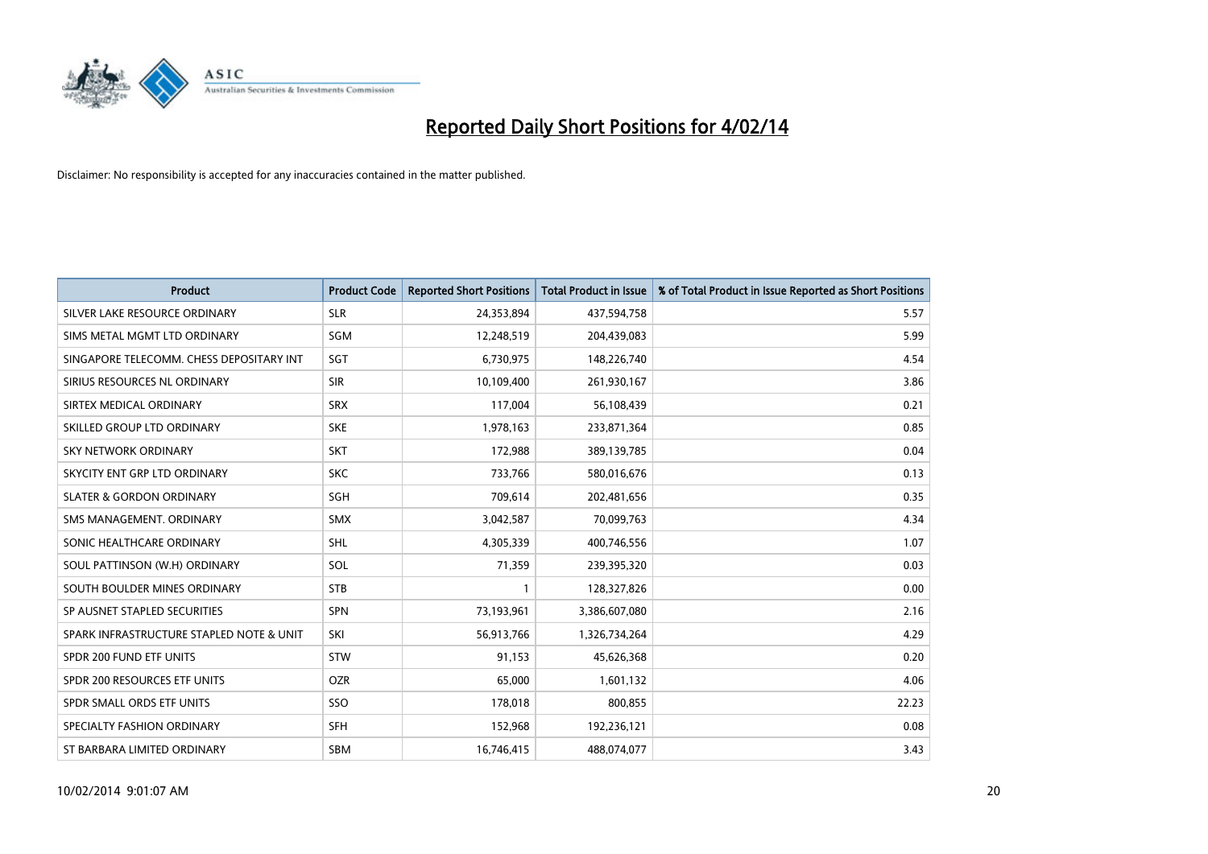# Reported Daily Short Positions for 4/02/14

Disclaimer: No responsibility is accepted for any inaccuracies contained in the matter published.

| Product | Product Code | Reported Short Positions | Total Product in Issue | % of Total Product in Issue Reported as Short Positions |
| --- | --- | --- | --- | --- |
| SILVER LAKE RESOURCE ORDINARY | SLR | 24,353,894 | 437,594,758 | 5.57 |
| SIMS METAL MGMT LTD ORDINARY | SGM | 12,248,519 | 204,439,083 | 5.99 |
| SINGAPORE TELECOMM. CHESS DEPOSITARY INT | SGT | 6,730,975 | 148,226,740 | 4.54 |
| SIRIUS RESOURCES NL ORDINARY | SIR | 10,109,400 | 261,930,167 | 3.86 |
| SIRTEX MEDICAL ORDINARY | SRX | 117,004 | 56,108,439 | 0.21 |
| SKILLED GROUP LTD ORDINARY | SKE | 1,978,163 | 233,871,364 | 0.85 |
| SKY NETWORK ORDINARY | SKT | 172,988 | 389,139,785 | 0.04 |
| SKYCITY ENT GRP LTD ORDINARY | SKC | 733,766 | 580,016,676 | 0.13 |
| SLATER & GORDON ORDINARY | SGH | 709,614 | 202,481,656 | 0.35 |
| SMS MANAGEMENT. ORDINARY | SMX | 3,042,587 | 70,099,763 | 4.34 |
| SONIC HEALTHCARE ORDINARY | SHL | 4,305,339 | 400,746,556 | 1.07 |
| SOUL PATTINSON (W.H) ORDINARY | SOL | 71,359 | 239,395,320 | 0.03 |
| SOUTH BOULDER MINES ORDINARY | STB | 1 | 128,327,826 | 0.00 |
| SP AUSNET STAPLED SECURITIES | SPN | 73,193,961 | 3,386,607,080 | 2.16 |
| SPARK INFRASTRUCTURE STAPLED NOTE & UNIT | SKI | 56,913,766 | 1,326,734,264 | 4.29 |
| SPDR 200 FUND ETF UNITS | STW | 91,153 | 45,626,368 | 0.20 |
| SPDR 200 RESOURCES ETF UNITS | OZR | 65,000 | 1,601,132 | 4.06 |
| SPDR SMALL ORDS ETF UNITS | SSO | 178,018 | 800,855 | 22.23 |
| SPECIALTY FASHION ORDINARY | SFH | 152,968 | 192,236,121 | 0.08 |
| ST BARBARA LIMITED ORDINARY | SBM | 16,746,415 | 488,074,077 | 3.43 |

10/02/2014 9:01:07 AM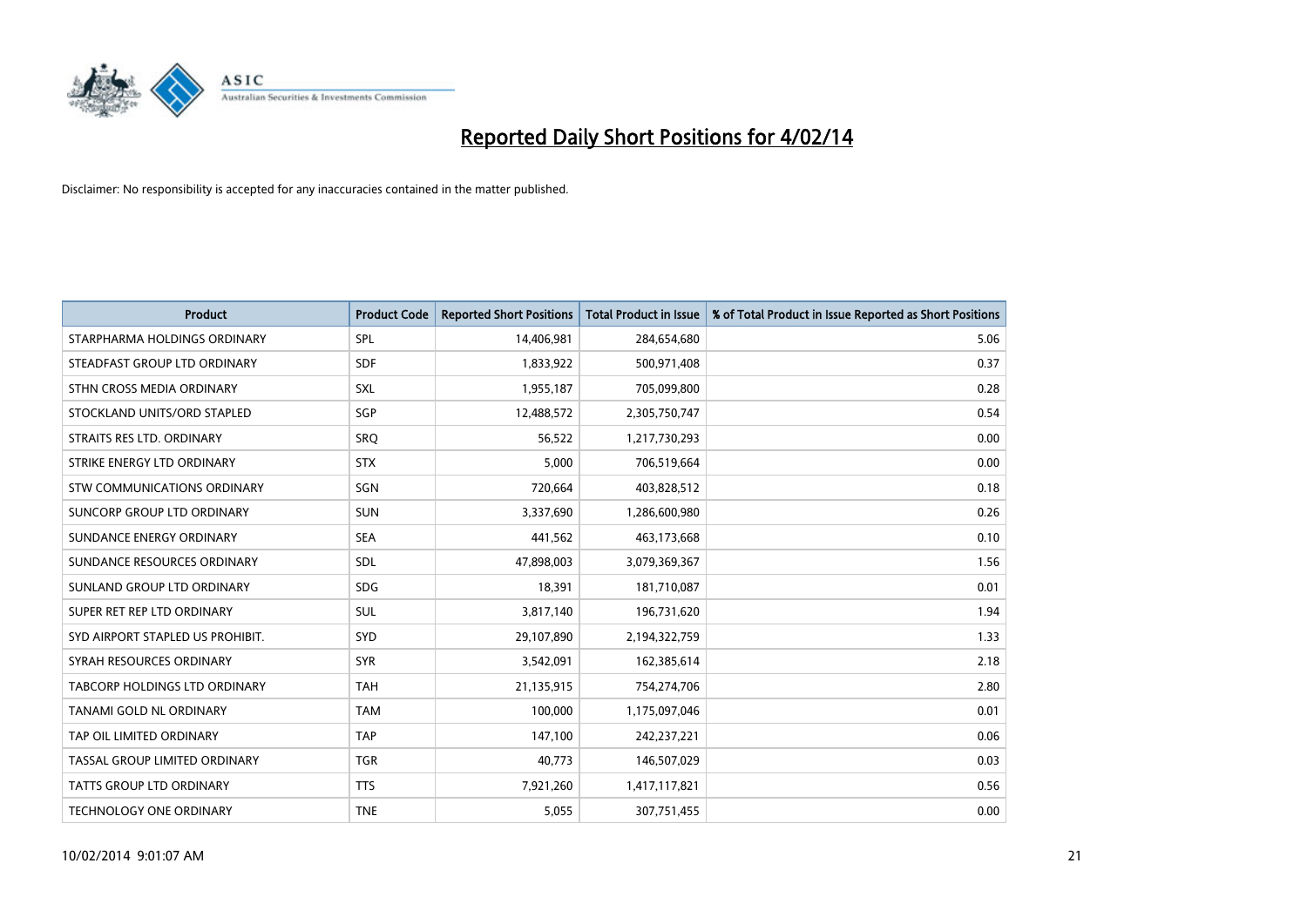# Reported Daily Short Positions for 4/02/14

Disclaimer: No responsibility is accepted for any inaccuracies contained in the matter published.

| Product | Product Code | Reported Short Positions | Total Product in Issue | % of Total Product in Issue Reported as Short Positions |
|---|---|---|---|---|
| STARPHARMA HOLDINGS ORDINARY | SPL | 14,406,981 | 284,654,680 | 5.06 |
| STEADFAST GROUP LTD ORDINARY | SDF | 1,833,922 | 500,971,408 | 0.37 |
| STHN CROSS MEDIA ORDINARY | SXL | 1,955,187 | 705,099,800 | 0.28 |
| STOCKLAND UNITS/ORD STAPLED | SGP | 12,488,572 | 2,305,750,747 | 0.54 |
| STRAITS RES LTD. ORDINARY | SRQ | 56,522 | 1,217,730,293 | 0.00 |
| STRIKE ENERGY LTD ORDINARY | STX | 5,000 | 706,519,664 | 0.00 |
| STW COMMUNICATIONS ORDINARY | SGN | 720,664 | 403,828,512 | 0.18 |
| SUNCORP GROUP LTD ORDINARY | SUN | 3,337,690 | 1,286,600,980 | 0.26 |
| SUNDANCE ENERGY ORDINARY | SEA | 441,562 | 463,173,668 | 0.10 |
| SUNDANCE RESOURCES ORDINARY | SDL | 47,898,003 | 3,079,369,367 | 1.56 |
| SUNLAND GROUP LTD ORDINARY | SDG | 18,391 | 181,710,087 | 0.01 |
| SUPER RET REP LTD ORDINARY | SUL | 3,817,140 | 196,731,620 | 1.94 |
| SYD AIRPORT STAPLED US PROHIBIT. | SYD | 29,107,890 | 2,194,322,759 | 1.33 |
| SYRAH RESOURCES ORDINARY | SYR | 3,542,091 | 162,385,614 | 2.18 |
| TABCORP HOLDINGS LTD ORDINARY | TAH | 21,135,915 | 754,274,706 | 2.80 |
| TANAMI GOLD NL ORDINARY | TAM | 100,000 | 1,175,097,046 | 0.01 |
| TAP OIL LIMITED ORDINARY | TAP | 147,100 | 242,237,221 | 0.06 |
| TASSAL GROUP LIMITED ORDINARY | TGR | 40,773 | 146,507,029 | 0.03 |
| TATTS GROUP LTD ORDINARY | TTS | 7,921,260 | 1,417,117,821 | 0.56 |
| TECHNOLOGY ONE ORDINARY | TNE | 5,055 | 307,751,455 | 0.00 |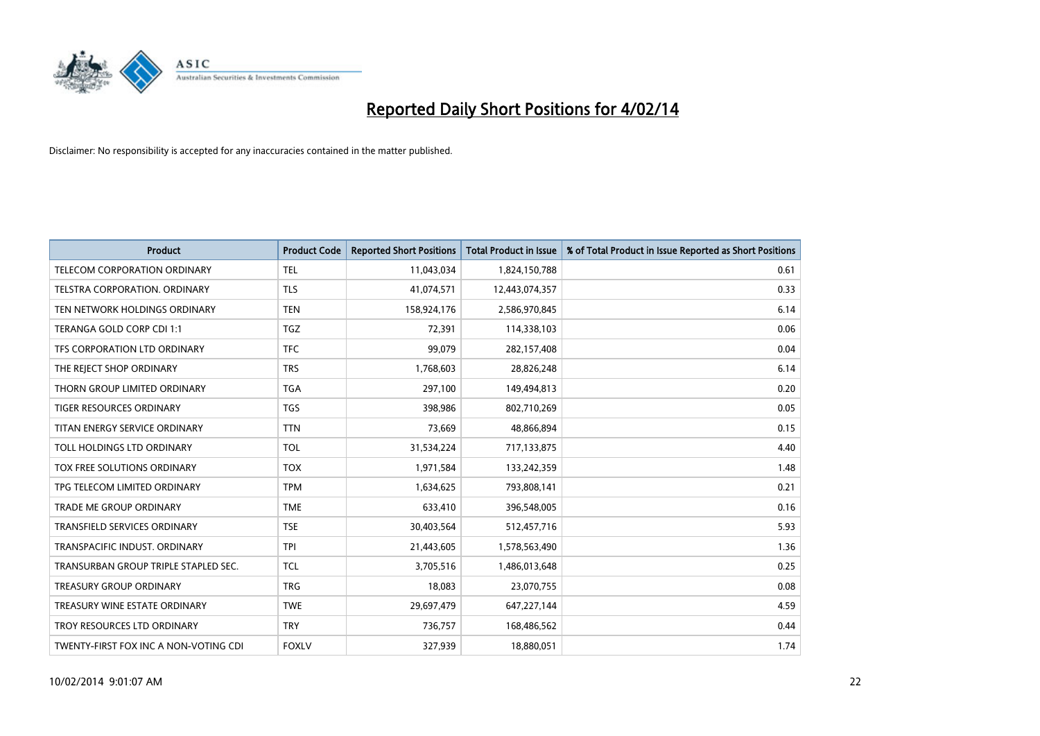# Reported Daily Short Positions for 4/02/14

Disclaimer: No responsibility is accepted for any inaccuracies contained in the matter published.

| Product | Product Code | Reported Short Positions | Total Product in Issue | % of Total Product in Issue Reported as Short Positions |
|---|---|---|---|---|
| TELECOM CORPORATION ORDINARY | TEL | 11,043,034 | 1,824,150,788 | 0.61 |
| TELSTRA CORPORATION. ORDINARY | TLS | 41,074,571 | 12,443,074,357 | 0.33 |
| TEN NETWORK HOLDINGS ORDINARY | TEN | 158,924,176 | 2,586,970,845 | 6.14 |
| TERANGA GOLD CORP CDI 1:1 | TGZ | 72,391 | 114,338,103 | 0.06 |
| TFS CORPORATION LTD ORDINARY | TFC | 99,079 | 282,157,408 | 0.04 |
| THE REJECT SHOP ORDINARY | TRS | 1,768,603 | 28,826,248 | 6.14 |
| THORN GROUP LIMITED ORDINARY | TGA | 297,100 | 149,494,813 | 0.20 |
| TIGER RESOURCES ORDINARY | TGS | 398,986 | 802,710,269 | 0.05 |
| TITAN ENERGY SERVICE ORDINARY | TTN | 73,669 | 48,866,894 | 0.15 |
| TOLL HOLDINGS LTD ORDINARY | TOL | 31,534,224 | 717,133,875 | 4.40 |
| TOX FREE SOLUTIONS ORDINARY | TOX | 1,971,584 | 133,242,359 | 1.48 |
| TPG TELECOM LIMITED ORDINARY | TPM | 1,634,625 | 793,808,141 | 0.21 |
| TRADE ME GROUP ORDINARY | TME | 633,410 | 396,548,005 | 0.16 |
| TRANSFIELD SERVICES ORDINARY | TSE | 30,403,564 | 512,457,716 | 5.93 |
| TRANSPACIFIC INDUST. ORDINARY | TPI | 21,443,605 | 1,578,563,490 | 1.36 |
| TRANSURBAN GROUP TRIPLE STAPLED SEC. | TCL | 3,705,516 | 1,486,013,648 | 0.25 |
| TREASURY GROUP ORDINARY | TRG | 18,083 | 23,070,755 | 0.08 |
| TREASURY WINE ESTATE ORDINARY | TWE | 29,697,479 | 647,227,144 | 4.59 |
| TROY RESOURCES LTD ORDINARY | TRY | 736,757 | 168,486,562 | 0.44 |
| TWENTY-FIRST FOX INC A NON-VOTING CDI | FOXLV | 327,939 | 18,880,051 | 1.74 |

10/02/2014 9:01:07 AM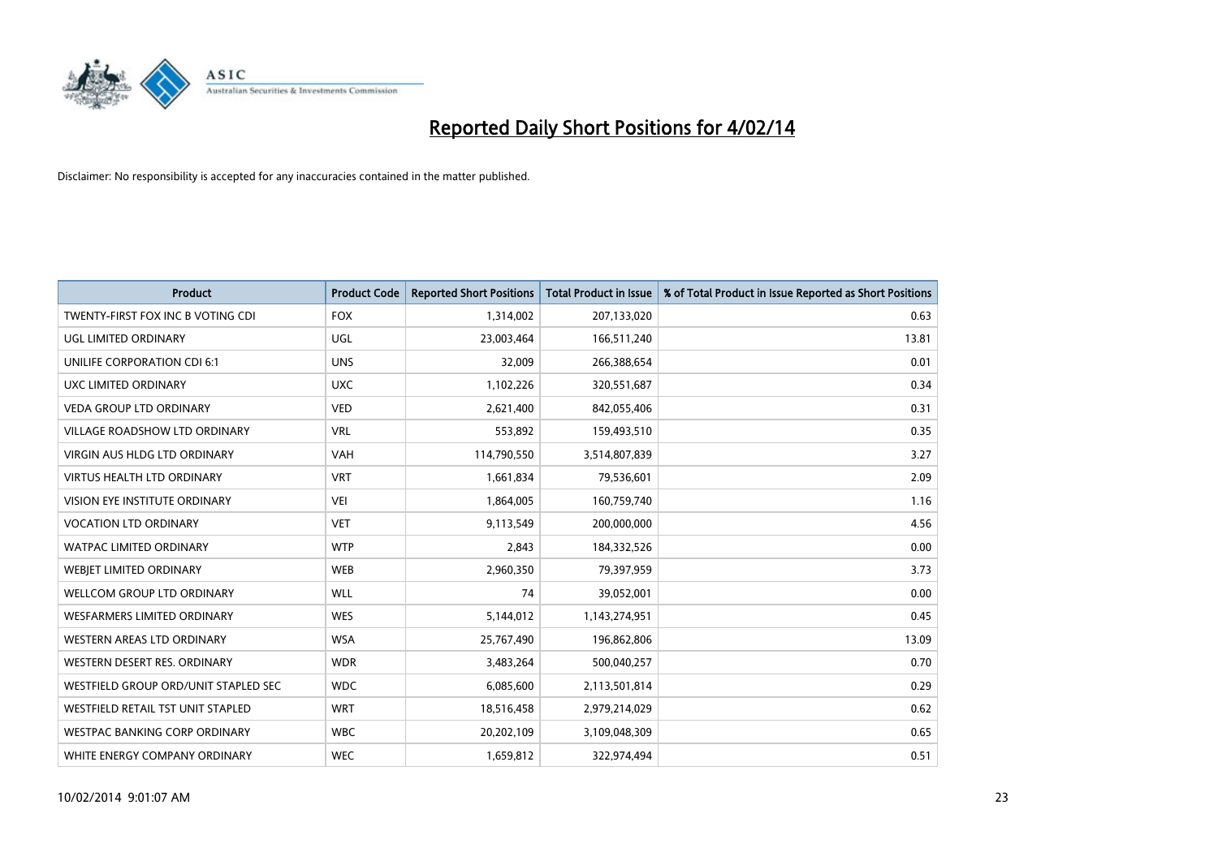# Reported Daily Short Positions for 4/02/14

Disclaimer: No responsibility is accepted for any inaccuracies contained in the matter published.

| Product | Product Code | Reported Short Positions | Total Product in Issue | % of Total Product in Issue Reported as Short Positions |
|---|---|---|---|---|
| TWENTY-FIRST FOX INC B VOTING CDI | FOX | 1,314,002 | 207,133,020 | 0.63 |
| UGL LIMITED ORDINARY | UGL | 23,003,464 | 166,511,240 | 13.81 |
| UNILIFE CORPORATION CDI 6:1 | UNS | 32,009 | 266,388,654 | 0.01 |
| UXC LIMITED ORDINARY | UXC | 1,102,226 | 320,551,687 | 0.34 |
| VEDA GROUP LTD ORDINARY | VED | 2,621,400 | 842,055,406 | 0.31 |
| VILLAGE ROADSHOW LTD ORDINARY | VRL | 553,892 | 159,493,510 | 0.35 |
| VIRGIN AUS HLDG LTD ORDINARY | VAH | 114,790,550 | 3,514,807,839 | 3.27 |
| VIRTUS HEALTH LTD ORDINARY | VRT | 1,661,834 | 79,536,601 | 2.09 |
| VISION EYE INSTITUTE ORDINARY | VEI | 1,864,005 | 160,759,740 | 1.16 |
| VOCATION LTD ORDINARY | VET | 9,113,549 | 200,000,000 | 4.56 |
| WATPAC LIMITED ORDINARY | WTP | 2,843 | 184,332,526 | 0.00 |
| WEBJET LIMITED ORDINARY | WEB | 2,960,350 | 79,397,959 | 3.73 |
| WELLCOM GROUP LTD ORDINARY | WLL | 74 | 39,052,001 | 0.00 |
| WESFARMERS LIMITED ORDINARY | WES | 5,144,012 | 1,143,274,951 | 0.45 |
| WESTERN AREAS LTD ORDINARY | WSA | 25,767,490 | 196,862,806 | 13.09 |
| WESTERN DESERT RES. ORDINARY | WDR | 3,483,264 | 500,040,257 | 0.70 |
| WESTFIELD GROUP ORD/UNIT STAPLED SEC | WDC | 6,085,600 | 2,113,501,814 | 0.29 |
| WESTFIELD RETAIL TST UNIT STAPLED | WRT | 18,516,458 | 2,979,214,029 | 0.62 |
| WESTPAC BANKING CORP ORDINARY | WBC | 20,202,109 | 3,109,048,309 | 0.65 |
| WHITE ENERGY COMPANY ORDINARY | WEC | 1,659,812 | 322,974,494 | 0.51 |

10/02/2014 9:01:07 AM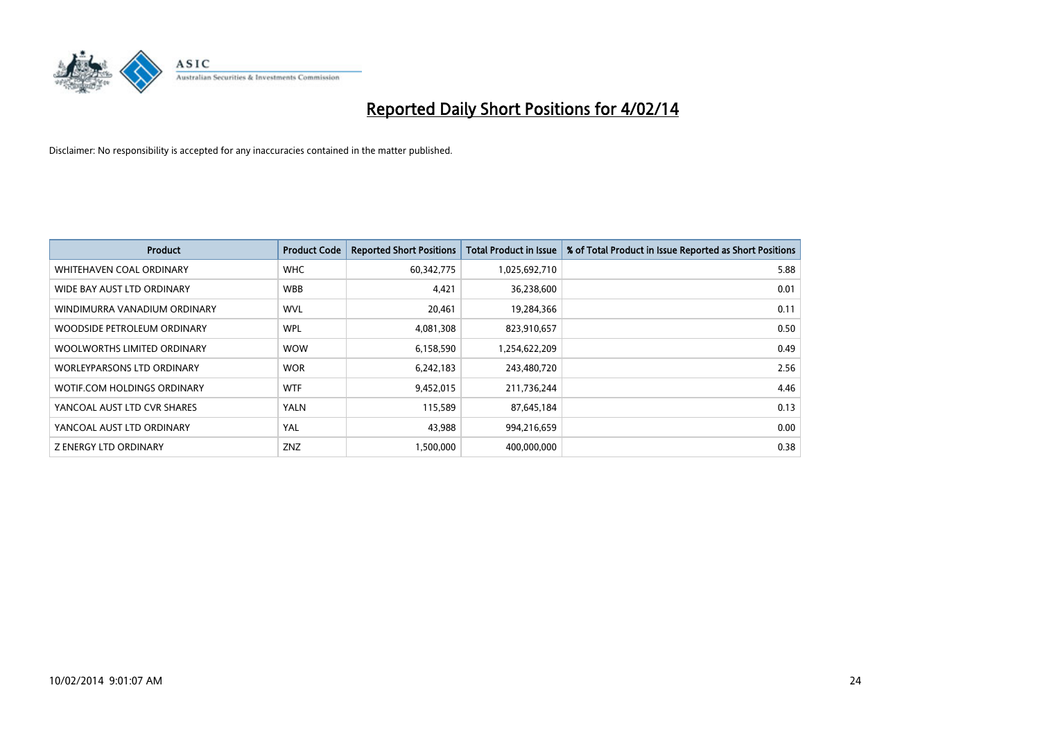# Reported Daily Short Positions for 4/02/14

Disclaimer: No responsibility is accepted for any inaccuracies contained in the matter published.

| Product | Product Code | Reported Short Positions | Total Product in Issue | % of Total Product in Issue Reported as Short Positions |
|---|---|---|---|---|
| WHITEHAVEN COAL ORDINARY | WHC | 60,342,775 | 1,025,692,710 | 5.88 |
| WIDE BAY AUST LTD ORDINARY | WBB | 4,421 | 36,238,600 | 0.01 |
| WINDIMURRA VANADIUM ORDINARY | WVL | 20,461 | 19,284,366 | 0.11 |
| WOODSIDE PETROLEUM ORDINARY | WPL | 4,081,308 | 823,910,657 | 0.50 |
| WOOLWORTHS LIMITED ORDINARY | WOW | 6,158,590 | 1,254,622,209 | 0.49 |
| WORLEYPARSONS LTD ORDINARY | WOR | 6,242,183 | 243,480,720 | 2.56 |
| WOTIF.COM HOLDINGS ORDINARY | WTF | 9,452,015 | 211,736,244 | 4.46 |
| YANCOAL AUST LTD CVR SHARES | YALN | 115,589 | 87,645,184 | 0.13 |
| YANCOAL AUST LTD ORDINARY | YAL | 43,988 | 994,216,659 | 0.00 |
| Z ENERGY LTD ORDINARY | ZNZ | 1,500,000 | 400,000,000 | 0.38 |

10/02/2014 9:01:07 AM